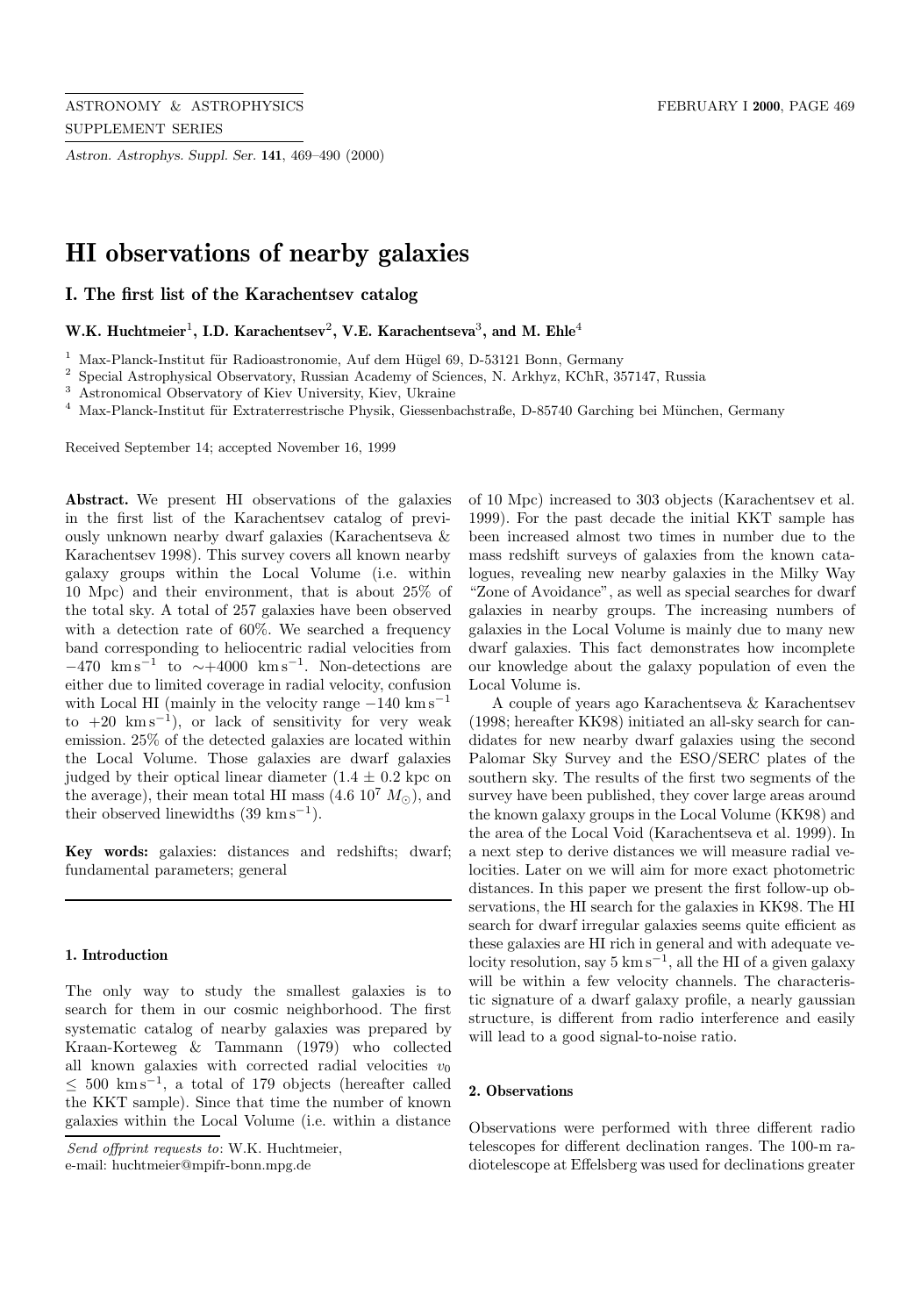# HI observations of nearby galaxies

## I. The first list of the Karachentsev catalog

**W.K. Huchtmeier[1], I.D. Karachentsev[2], V.E. Karachentseva[3], and M. Ehle[4]**

[1] Max-Planck-Institut für Radioastronomie, Auf dem Hügel 69, D-53121 Bonn, Germany
[2] Special Astrophysical Observatory, Russian Academy of Sciences, N. Arkhyz, KChR, 357147, Russia
[3] Astronomical Observatory of Kiev University, Kiev, Ukraine
[4] Max-Planck-Institut für Extraterrestrische Physik, Giessenbachstraße, D-85740 Garching bei München, Germany

Received September 14; accepted November 16, 1999

**Abstract.** We present HI observations of the galaxies in the first list of the Karachentsev catalog of previously unknown nearby dwarf galaxies (Karachentseva & Karachentsev 1998). This survey covers all known nearby galaxy groups within the Local Volume (i.e. within 10 Mpc) and their environment, that is about 25% of the total sky. A total of 257 galaxies have been observed with a detection rate of 60%. We searched a frequency band corresponding to heliocentric radial velocities from $-470$ km s$^{-1}$ to $\sim$+4000 km s$^{-1}$. Non-detections are either due to limited coverage in radial velocity, confusion with Local HI (mainly in the velocity range $-140$ km s$^{-1}$ to $+20$ km s$^{-1}$), or lack of sensitivity for very weak emission. 25% of the detected galaxies are located within the Local Volume. Those galaxies are dwarf galaxies judged by their optical linear diameter ($1.4 \pm 0.2$ kpc on the average), their mean total HI mass ($4.6\ 10^7\ M_\odot$), and their observed linewidths (39 km s$^{-1}$).

**Key words:** galaxies: distances and redshifts; dwarf; fundamental parameters; general

### 1. Introduction

The only way to study the smallest galaxies is to search for them in our cosmic neighborhood. The first systematic catalog of nearby galaxies was prepared by Kraan-Korteweg & Tammann (1979) who collected all known galaxies with corrected radial velocities $v_0 \leq 500$ km s$^{-1}$, a total of 179 objects (hereafter called the KKT sample). Since that time the number of known galaxies within the Local Volume (i.e. within a distance of 10 Mpc) increased to 303 objects (Karachentsev et al. 1999). For the past decade the initial KKT sample has been increased almost two times in number due to the mass redshift surveys of galaxies from the known catalogues, revealing new nearby galaxies in the Milky Way "Zone of Avoidance", as well as special searches for dwarf galaxies in nearby groups. The increasing numbers of galaxies in the Local Volume is mainly due to many new dwarf galaxies. This fact demonstrates how incomplete our knowledge about the galaxy population of even the Local Volume is.

A couple of years ago Karachentseva & Karachentsev (1998; hereafter KK98) initiated an all-sky search for candidates for new nearby dwarf galaxies using the second Palomar Sky Survey and the ESO/SERC plates of the southern sky. The results of the first two segments of the survey have been published, they cover large areas around the known galaxy groups in the Local Volume (KK98) and the area of the Local Void (Karachentseva et al. 1999). In a next step to derive distances we will measure radial velocities. Later on we will aim for more exact photometric distances. In this paper we present the first follow-up observations, the HI search for the galaxies in KK98. The HI search for dwarf irregular galaxies seems quite efficient as these galaxies are HI rich in general and with adequate velocity resolution, say 5 km s$^{-1}$, all the HI of a given galaxy will be within a few velocity channels. The characteristic signature of a dwarf galaxy profile, a nearly gaussian structure, is different from radio interference and easily will lead to a good signal-to-noise ratio.

### 2. Observations

Observations were performed with three different radio telescopes for different declination ranges. The 100-m radiotelescope at Effelsberg was used for declinations greater

*Send offprint requests to*: W.K. Huchtmeier,
e-mail: huchtmeier@mpifr-bonn.mpg.de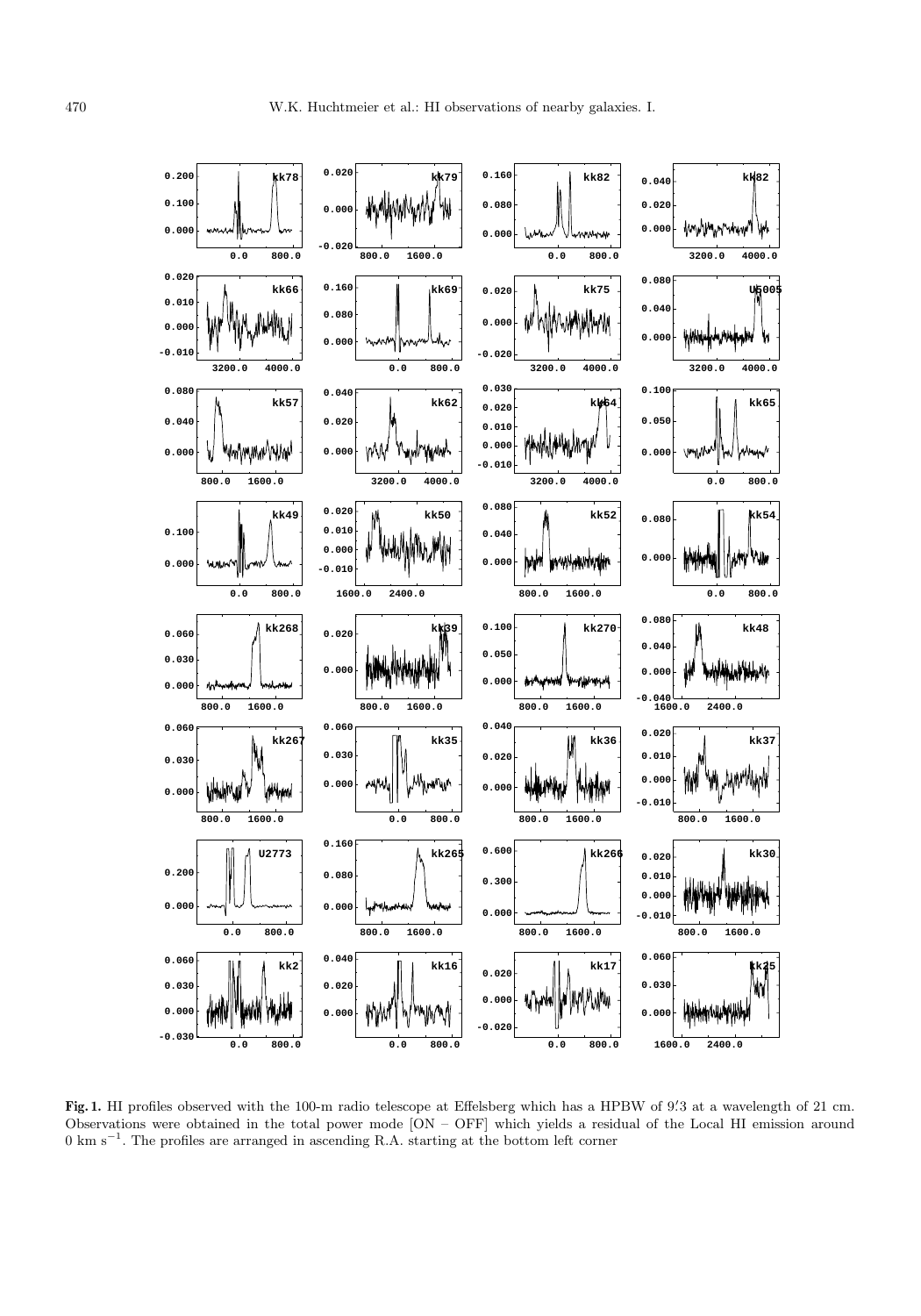**Fig. 1.** HI profiles observed with the 100-m radio telescope at Effelsberg which has a HPBW of 9.′3 at a wavelength of 21 cm. Observations were obtained in the total power mode [ON – OFF] which yields a residual of the Local HI emission around 0 km s$^{-1}$. The profiles are arranged in ascending R.A. starting at the bottom left corner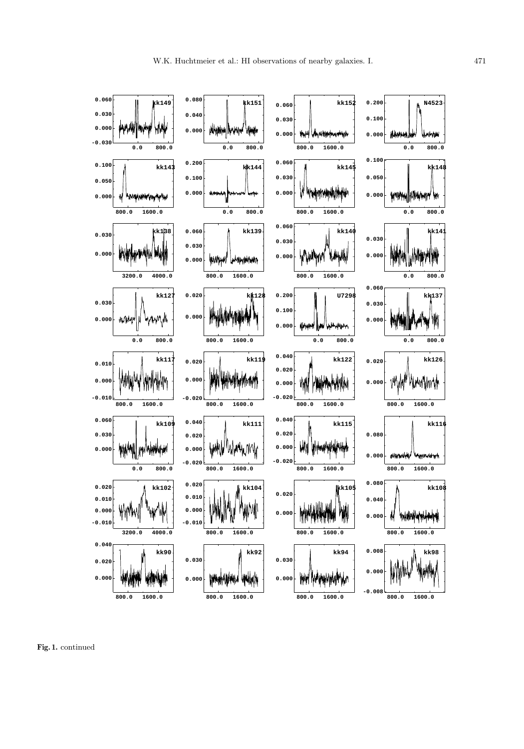**Fig. 1.** continued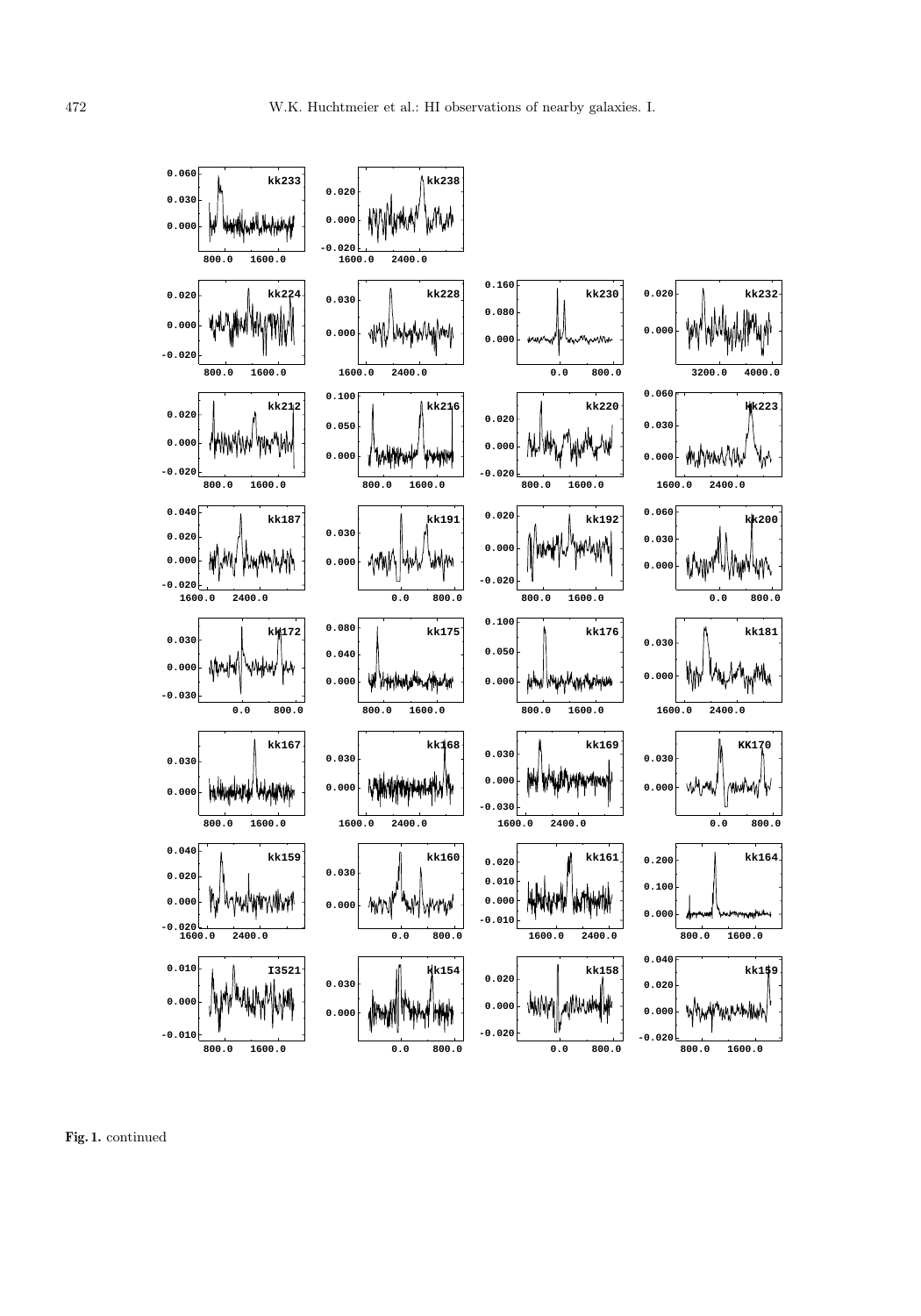**Fig. 1.** continued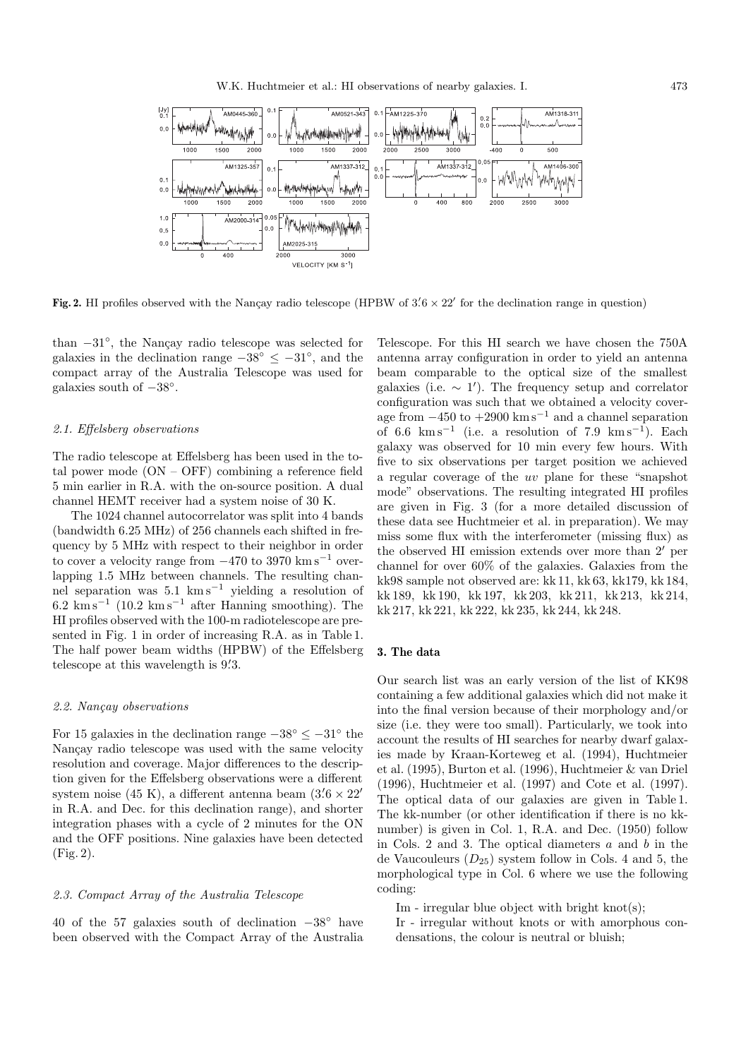**Fig. 2.** HI profiles observed with the Nançay radio telescope (HPBW of $3.'6 \times 22'$ for the declination range in question)

than $-31°$, the Nançay radio telescope was selected for galaxies in the declination range $-38° \leq -31°$, and the compact array of the Australia Telescope was used for galaxies south of $-38°$.

### 2.1. Effelsberg observations

The radio telescope at Effelsberg has been used in the total power mode (ON – OFF) combining a reference field 5 min earlier in R.A. with the on-source position. A dual channel HEMT receiver had a system noise of 30 K.

The 1024 channel autocorrelator was split into 4 bands (bandwidth 6.25 MHz) of 256 channels each shifted in frequency by 5 MHz with respect to their neighbor in order to cover a velocity range from $-470$ to 3970 km s$^{-1}$ overlapping 1.5 MHz between channels. The resulting channel separation was 5.1 km s$^{-1}$ yielding a resolution of 6.2 km s$^{-1}$ (10.2 km s$^{-1}$ after Hanning smoothing). The HI profiles observed with the 100-m radiotelescope are presented in Fig. 1 in order of increasing R.A. as in Table 1. The half power beam widths (HPBW) of the Effelsberg telescope at this wavelength is $9.'3$.

### 2.2. Nançay observations

For 15 galaxies in the declination range $-38° \leq -31°$ the Nançay radio telescope was used with the same velocity resolution and coverage. Major differences to the description given for the Effelsberg observations were a different system noise (45 K), a different antenna beam ($3.'6 \times 22'$ in R.A. and Dec. for this declination range), and shorter integration phases with a cycle of 2 minutes for the ON and the OFF positions. Nine galaxies have been detected (Fig. 2).

### 2.3. Compact Array of the Australia Telescope

40 of the 57 galaxies south of declination $-38°$ have been observed with the Compact Array of the Australia Telescope. For this HI search we have chosen the 750A antenna array configuration in order to yield an antenna beam comparable to the optical size of the smallest galaxies (i.e. $\sim 1'$). The frequency setup and correlator configuration was such that we obtained a velocity coverage from $-450$ to $+2900$ km s$^{-1}$ and a channel separation of 6.6 km s$^{-1}$ (i.e. a resolution of 7.9 km s$^{-1}$). Each galaxy was observed for 10 min every few hours. With five to six observations per target position we achieved a regular coverage of the *uv* plane for these "snapshot mode" observations. The resulting integrated HI profiles are given in Fig. 3 (for a more detailed discussion of these data see Huchtmeier et al. in preparation). We may miss some flux with the interferometer (missing flux) as the observed HI emission extends over more than $2'$ per channel for over 60% of the galaxies. Galaxies from the kk98 sample not observed are: kk 11, kk 63, kk179, kk 184, kk 189, kk 190, kk 197, kk 203, kk 211, kk 213, kk 214, kk 217, kk 221, kk 222, kk 235, kk 244, kk 248.

## 3. The data

Our search list was an early version of the list of KK98 containing a few additional galaxies which did not make it into the final version because of their morphology and/or size (i.e. they were too small). Particularly, we took into account the results of HI searches for nearby dwarf galaxies made by Kraan-Korteweg et al. (1994), Huchtmeier et al. (1995), Burton et al. (1996), Huchtmeier & van Driel (1996), Huchtmeier et al. (1997) and Cote et al. (1997). The optical data of our galaxies are given in Table 1. The kk-number (or other identification if there is no kk-number) is given in Col. 1, R.A. and Dec. (1950) follow in Cols. 2 and 3. The optical diameters *a* and *b* in the de Vaucouleurs ($D_{25}$) system follow in Cols. 4 and 5, the morphological type in Col. 6 where we use the following coding:

Im - irregular blue object with bright knot(s);

Ir - irregular without knots or with amorphous condensations, the colour is neutral or bluish;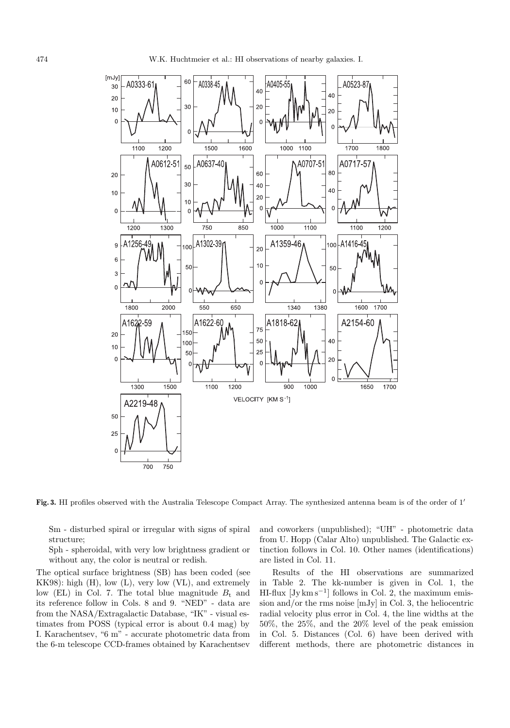**Fig. 3.** HI profiles observed with the Australia Telescope Compact Array. The synthesized antenna beam is of the order of 1′

Sm - disturbed spiral or irregular with signs of spiral structure;

Sph - spheroidal, with very low brightness gradient or without any, the color is neutral or redish.

The optical surface brightness (SB) has been coded (see KK98): high (H), low (L), very low (VL), and extremely low (EL) in Col. 7. The total blue magnitude $B_t$ and its reference follow in Cols. 8 and 9. "NED" - data are from the NASA/Extragalactic Database, "IK" - visual estimates from POSS (typical error is about 0.4 mag) by I. Karachentsev, "6 m" - accurate photometric data from the 6-m telescope CCD-frames obtained by Karachentsev and coworkers (unpublished); "UH" - photometric data from U. Hopp (Calar Alto) unpublished. The Galactic extinction follows in Col. 10. Other names (identifications) are listed in Col. 11.

Results of the HI observations are summarized in Table 2. The kk-number is given in Col. 1, the HI-flux [Jy km s$^{-1}$] follows in Col. 2, the maximum emission and/or the rms noise [mJy] in Col. 3, the heliocentric radial velocity plus error in Col. 4, the line widths at the 50%, the 25%, and the 20% level of the peak emission in Col. 5. Distances (Col. 6) have been derived with different methods, there are photometric distances in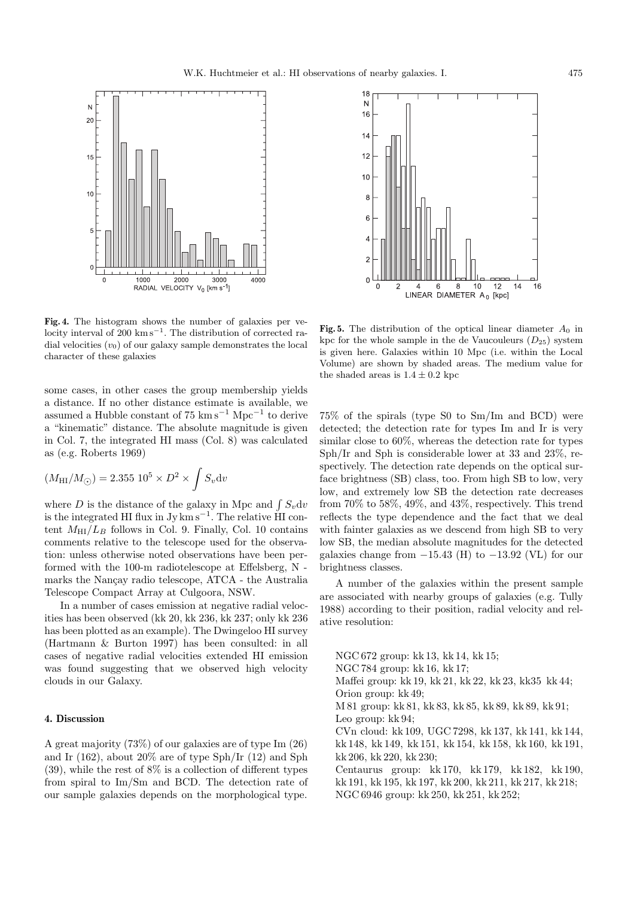**Fig. 4.** The histogram shows the number of galaxies per velocity interval of 200 km s$^{-1}$. The distribution of corrected radial velocities ($v_0$) of our galaxy sample demonstrates the local character of these galaxies

**Fig. 5.** The distribution of the optical linear diameter $A_0$ in kpc for the whole sample in the de Vaucouleurs ($D_{25}$) system is given here. Galaxies within 10 Mpc (i.e. within the Local Volume) are shown by shaded areas. The medium value for the shaded areas is $1.4 \pm 0.2$ kpc

some cases, in other cases the group membership yields a distance. If no other distance estimate is available, we assumed a Hubble constant of 75 km s$^{-1}$ Mpc$^{-1}$ to derive a "kinematic" distance. The absolute magnitude is given in Col. 7, the integrated HI mass (Col. 8) was calculated as (e.g. Roberts 1969)

$$(M_{\rm HI}/M_{\odot}) = 2.355\ 10^5 \times D^2 \times \int S_v {\rm d}v$$

where $D$ is the distance of the galaxy in Mpc and $\int S_v {\rm d}v$ is the integrated HI flux in Jy km s$^{-1}$. The relative HI content $M_{\rm HI}/L_B$ follows in Col. 9. Finally, Col. 10 contains comments relative to the telescope used for the observation: unless otherwise noted observations have been performed with the 100-m radiotelescope at Effelsberg, N - marks the Nançay radio telescope, ATCA - the Australia Telescope Compact Array at Culgoora, NSW.

In a number of cases emission at negative radial velocities has been observed (kk 20, kk 236, kk 237; only kk 236 has been plotted as an example). The Dwingeloo HI survey (Hartmann & Burton 1997) has been consulted: in all cases of negative radial velocities extended HI emission was found suggesting that we observed high velocity clouds in our Galaxy.

## 4. Discussion

A great majority (73%) of our galaxies are of type Im (26) and Ir (162), about 20% are of type Sph/Ir (12) and Sph (39), while the rest of 8% is a collection of different types from spiral to Im/Sm and BCD. The detection rate of our sample galaxies depends on the morphological type. 75% of the spirals (type S0 to Sm/Im and BCD) were detected; the detection rate for types Im and Ir is very similar close to 60%, whereas the detection rate for types Sph/Ir and Sph is considerable lower at 33 and 23%, respectively. The detection rate depends on the optical surface brightness (SB) class, too. From high SB to low, very low, and extremely low SB the detection rate decreases from 70% to 58%, 49%, and 43%, respectively. This trend reflects the type dependence and the fact that we deal with fainter galaxies as we descend from high SB to very low SB, the median absolute magnitudes for the detected galaxies change from $-15.43$ (H) to $-13.92$ (VL) for our brightness classes.

A number of the galaxies within the present sample are associated with nearby groups of galaxies (e.g. Tully 1988) according to their position, radial velocity and relative resolution:

NGC 672 group: kk 13, kk 14, kk 15;
NGC 784 group: kk 16, kk 17;
Maffei group: kk 19, kk 21, kk 22, kk 23, kk35 kk 44;
Orion group: kk 49;
M 81 group: kk 81, kk 83, kk 85, kk 89, kk 89, kk 91;
Leo group: kk 94;
CVn cloud: kk 109, UGC 7298, kk 137, kk 141, kk 144, kk 148, kk 149, kk 151, kk 154, kk 158, kk 160, kk 191, kk 206, kk 220, kk 230;
Centaurus group: kk 170, kk 179, kk 182, kk 190, kk 191, kk 195, kk 197, kk 200, kk 211, kk 217, kk 218;
NGC 6946 group: kk 250, kk 251, kk 252;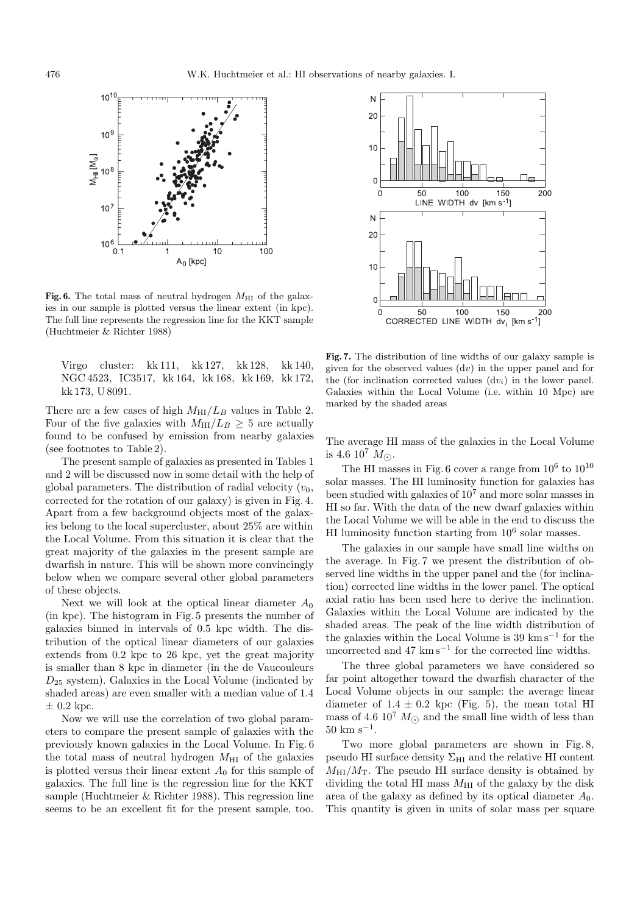**Fig. 6.** The total mass of neutral hydrogen $M_{\rm HI}$ of the galaxies in our sample is plotted versus the linear extent (in kpc). The full line represents the regression line for the KKT sample (Huchtmeier & Richter 1988)

Virgo cluster: kk 111, kk 127, kk 128, kk 140, NGC 4523, IC3517, kk 164, kk 168, kk 169, kk 172, kk 173, U 8091.

There are a few cases of high $M_{\rm HI}/L_B$ values in Table 2. Four of the five galaxies with $M_{\rm HI}/L_B \geq 5$ are actually found to be confused by emission from nearby galaxies (see footnotes to Table 2).

The present sample of galaxies as presented in Tables 1 and 2 will be discussed now in some detail with the help of global parameters. The distribution of radial velocity ($v_0$, corrected for the rotation of our galaxy) is given in Fig. 4. Apart from a few background objects most of the galaxies belong to the local supercluster, about 25% are within the Local Volume. From this situation it is clear that the great majority of the galaxies in the present sample are dwarfish in nature. This will be shown more convincingly below when we compare several other global parameters of these objects.

Next we will look at the optical linear diameter $A_0$ (in kpc). The histogram in Fig. 5 presents the number of galaxies binned in intervals of 0.5 kpc width. The distribution of the optical linear diameters of our galaxies extends from 0.2 kpc to 26 kpc, yet the great majority is smaller than 8 kpc in diameter (in the de Vaucouleurs $D_{25}$ system). Galaxies in the Local Volume (indicated by shaded areas) are even smaller with a median value of 1.4 $\pm$ 0.2 kpc.

Now we will use the correlation of two global parameters to compare the present sample of galaxies with the previously known galaxies in the Local Volume. In Fig. 6 the total mass of neutral hydrogen $M_{\rm HI}$ of the galaxies is plotted versus their linear extent $A_0$ for this sample of galaxies. The full line is the regression line for the KKT sample (Huchtmeier & Richter 1988). This regression line seems to be an excellent fit for the present sample, too.

**Fig. 7.** The distribution of line widths of our galaxy sample is given for the observed values (d$v$) in the upper panel and for the (for inclination corrected values (d$v_i$) in the lower panel. Galaxies within the Local Volume (i.e. within 10 Mpc) are marked by the shaded areas

The average HI mass of the galaxies in the Local Volume is 4.6 $10^7$ $M_\odot$.

The HI masses in Fig. 6 cover a range from $10^6$ to $10^{10}$ solar masses. The HI luminosity function for galaxies has been studied with galaxies of $10^7$ and more solar masses in HI so far. With the data of the new dwarf galaxies within the Local Volume we will be able in the end to discuss the HI luminosity function starting from $10^6$ solar masses.

The galaxies in our sample have small line widths on the average. In Fig. 7 we present the distribution of observed line widths in the upper panel and the (for inclination) corrected line widths in the lower panel. The optical axial ratio has been used here to derive the inclination. Galaxies within the Local Volume are indicated by the shaded areas. The peak of the line width distribution of the galaxies within the Local Volume is 39 km s$^{-1}$ for the uncorrected and 47 km s$^{-1}$ for the corrected line widths.

The three global parameters we have considered so far point altogether toward the dwarfish character of the Local Volume objects in our sample: the average linear diameter of $1.4 \pm 0.2$ kpc (Fig. 5), the mean total HI mass of 4.6 $10^7$ $M_\odot$ and the small line width of less than 50 km s$^{-1}$.

Two more global parameters are shown in Fig. 8, pseudo HI surface density $\Sigma_{\rm HI}$ and the relative HI content $M_{\rm HI}/M_{\rm T}$. The pseudo HI surface density is obtained by dividing the total HI mass $M_{\rm HI}$ of the galaxy by the disk area of the galaxy as defined by its optical diameter $A_0$. This quantity is given in units of solar mass per square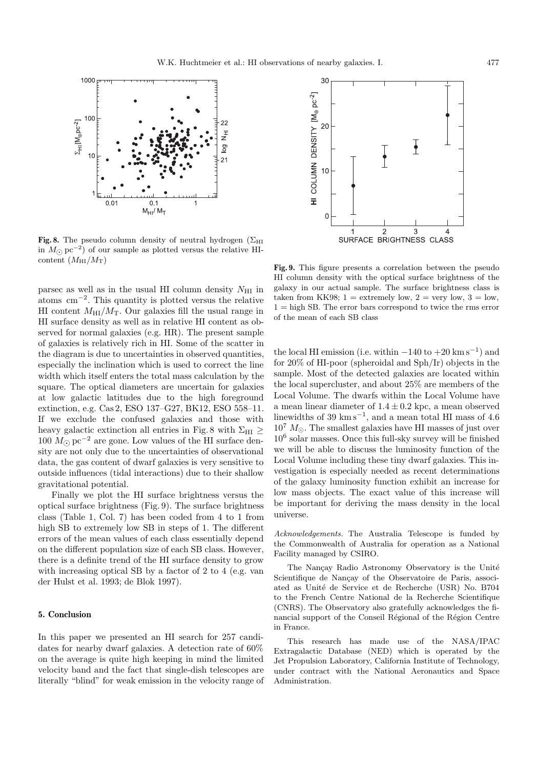**Fig. 8.** The pseudo column density of neutral hydrogen ($\Sigma_{\rm HI}$ in $M_\odot\,{\rm pc}^{-2}$) of our sample as plotted versus the relative HI-content ($M_{\rm HI}/M_{\rm T}$)

parsec as well as in the usual HI column density $N_{\rm HI}$ in atoms cm$^{-2}$. This quantity is plotted versus the relative HI content $M_{\rm HI}/M_{\rm T}$. Our galaxies fill the usual range in HI surface density as well as in relative HI content as observed for normal galaxies (e.g. HR). The present sample of galaxies is relatively rich in HI. Some of the scatter in the diagram is due to uncertainties in observed quantities, especially the inclination which is used to correct the line width which itself enters the total mass calculation by the square. The optical diameters are uncertain for galaxies at low galactic latitudes due to the high foreground extinction, e.g. Cas 2, ESO 137–G27, BK12, ESO 558–11. If we exclude the confused galaxies and those with heavy galactic extinction all entries in Fig. 8 with $\Sigma_{\rm HI} \geq 100\ M_\odot\,{\rm pc}^{-2}$ are gone. Low values of the HI surface density are not only due to the uncertainties of observational data, the gas content of dwarf galaxies is very sensitive to outside influences (tidal interactions) due to their shallow gravitational potential.

Finally we plot the HI surface brightness versus the optical surface brightness (Fig. 9). The surface brightness class (Table 1, Col. 7) has been coded from 4 to 1 from high SB to extremely low SB in steps of 1. The different errors of the mean values of each class essentially depend on the different population size of each SB class. However, there is a definite trend of the HI surface density to grow with increasing optical SB by a factor of 2 to 4 (e.g. van der Hulst et al. 1993; de Blok 1997).

**Fig. 9.** This figure presents a correlation between the pseudo HI column density with the optical surface brightness of the galaxy in our actual sample. The surface brightness class is taken from KK98; 1 = extremely low, 2 = very low, 3 = low, 1 = high SB. The error bars correspond to twice the rms error of the mean of each SB class

## 5. Conclusion

In this paper we presented an HI search for 257 candidates for nearby dwarf galaxies. A detection rate of 60% on the average is quite high keeping in mind the limited velocity band and the fact that single-dish telescopes are literally "blind" for weak emission in the velocity range of the local HI emission (i.e. within $-140$ to $+20\ {\rm km\,s^{-1}}$) and for 20% of HI-poor (spheroidal and Sph/Ir) objects in the sample. Most of the detected galaxies are located within the local supercluster, and about 25% are members of the Local Volume. The dwarfs within the Local Volume have a mean linear diameter of $1.4 \pm 0.2$ kpc, a mean observed linewidths of 39 km s$^{-1}$, and a mean total HI mass of 4.6 $10^7\ M_\odot$. The smallest galaxies have HI masses of just over $10^6$ solar masses. Once this full-sky survey will be finished we will be able to discuss the luminosity function of the Local Volume including these tiny dwarf galaxies. This investigation is especially needed as recent determinations of the galaxy luminosity function exhibit an increase for low mass objects. The exact value of this increase will be important for deriving the mass density in the local universe.

*Acknowledgements.* The Australia Telescope is funded by the Commonwealth of Australia for operation as a National Facility managed by CSIRO.

The Nançay Radio Astronomy Observatory is the Unité Scientifique de Nançay of the Observatoire de Paris, associated as Unité de Service et de Recherche (USR) No. B704 to the French Centre National de la Recherche Scientifique (CNRS). The Observatory also gratefully acknowledges the financial support of the Conseil Régional of the Région Centre in France.

This research has made use of the NASA/IPAC Extragalactic Database (NED) which is operated by the Jet Propulsion Laboratory, California Institute of Technology, under contract with the National Aeronautics and Space Administration.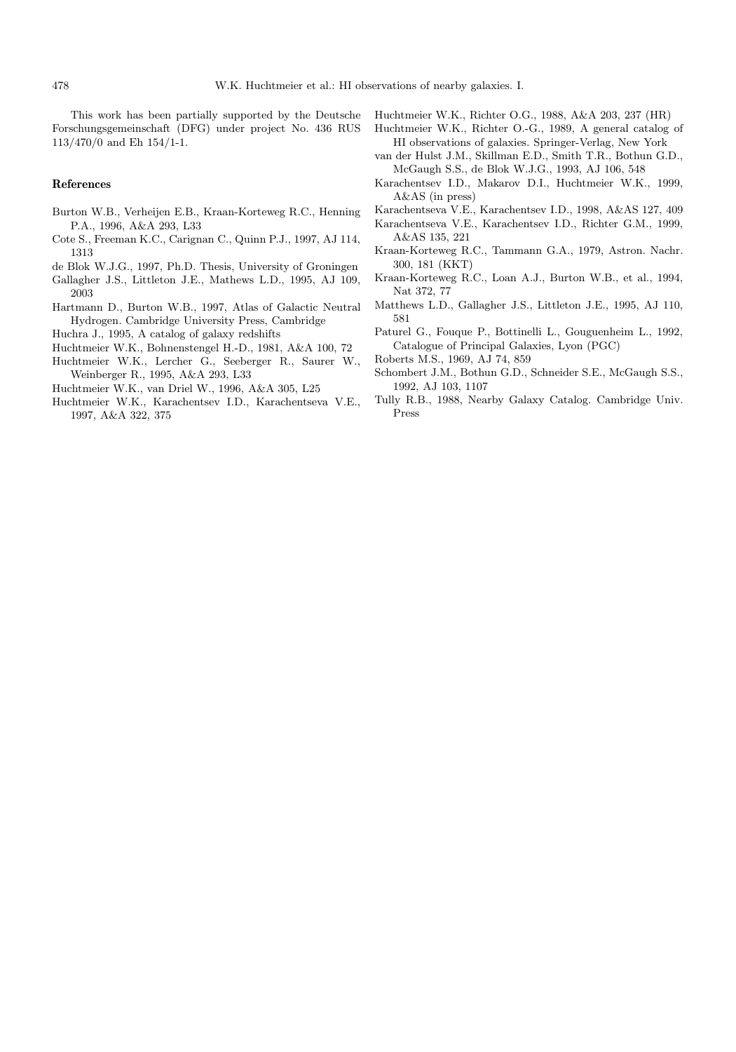This work has been partially supported by the Deutsche Forschungsgemeinschaft (DFG) under project No. 436 RUS 113/470/0 and Eh 154/1-1.

## References

Burton W.B., Verheijen E.B., Kraan-Korteweg R.C., Henning P.A., 1996, A&A 293, L33

Cote S., Freeman K.C., Carignan C., Quinn P.J., 1997, AJ 114, 1313

de Blok W.J.G., 1997, Ph.D. Thesis, University of Groningen

Gallagher J.S., Littleton J.E., Mathews L.D., 1995, AJ 109, 2003

Hartmann D., Burton W.B., 1997, Atlas of Galactic Neutral Hydrogen. Cambridge University Press, Cambridge

Huchra J., 1995, A catalog of galaxy redshifts

Huchtmeier W.K., Bohnenstengel H.-D., 1981, A&A 100, 72

Huchtmeier W.K., Lercher G., Seeberger R., Saurer W., Weinberger R., 1995, A&A 293, L33

Huchtmeier W.K., van Driel W., 1996, A&A 305, L25

Huchtmeier W.K., Karachentsev I.D., Karachentseva V.E., 1997, A&A 322, 375

Huchtmeier W.K., Richter O.G., 1988, A&A 203, 237 (HR)

Huchtmeier W.K., Richter O.-G., 1989, A general catalog of HI observations of galaxies. Springer-Verlag, New York

van der Hulst J.M., Skillman E.D., Smith T.R., Bothun G.D., McGaugh S.S., de Blok W.J.G., 1993, AJ 106, 548

Karachentsev I.D., Makarov D.I., Huchtmeier W.K., 1999, A&AS (in press)

Karachentseva V.E., Karachentsev I.D., 1998, A&AS 127, 409

Karachentseva V.E., Karachentsev I.D., Richter G.M., 1999, A&AS 135, 221

Kraan-Korteweg R.C., Tammann G.A., 1979, Astron. Nachr. 300, 181 (KKT)

Kraan-Korteweg R.C., Loan A.J., Burton W.B., et al., 1994, Nat 372, 77

Matthews L.D., Gallagher J.S., Littleton J.E., 1995, AJ 110, 581

Paturel G., Fouque P., Bottinelli L., Gouguenheim L., 1992, Catalogue of Principal Galaxies, Lyon (PGC)

Roberts M.S., 1969, AJ 74, 859

Schombert J.M., Bothun G.D., Schneider S.E., McGaugh S.S., 1992, AJ 103, 1107

Tully R.B., 1988, Nearby Galaxy Catalog. Cambridge Univ. Press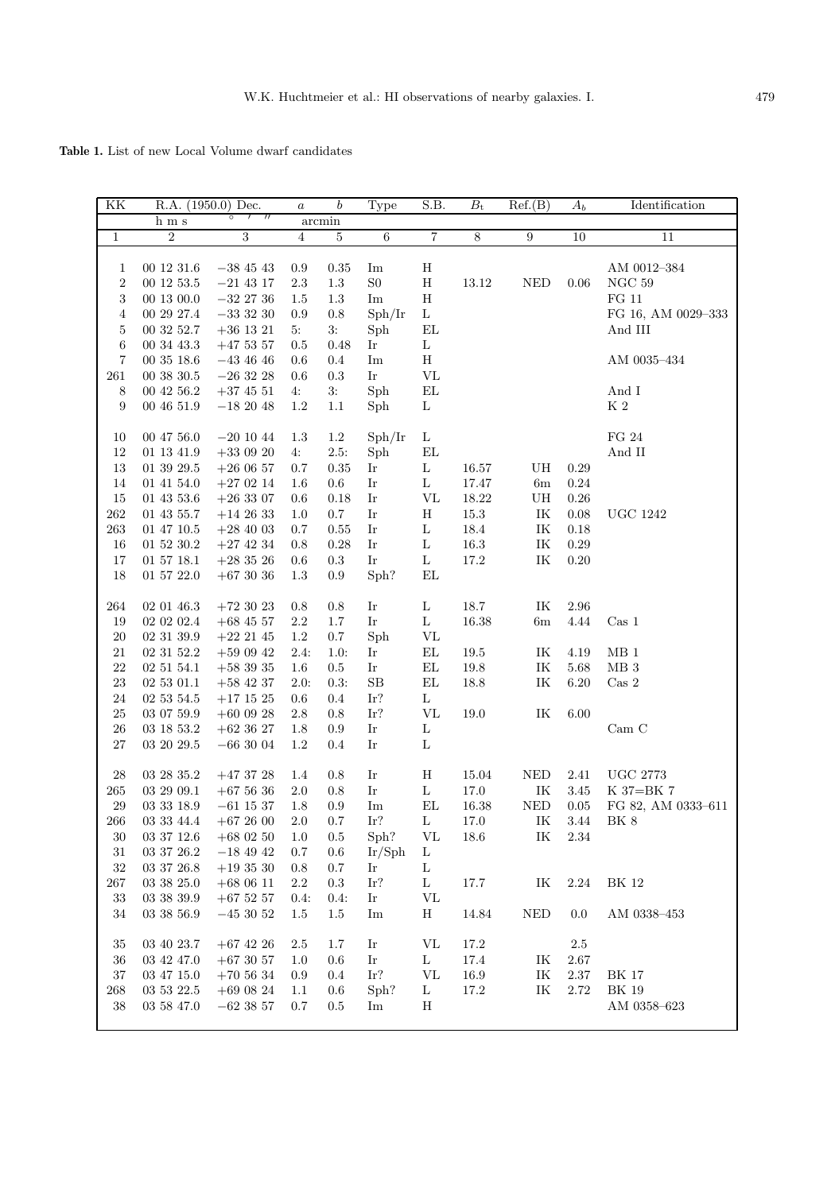**Table 1.** List of new Local Volume dwarf candidates

| KK | R.A. (1950.0) Dec. | | $a$ | $b$ | Type | S.B. | $B_t$ | Ref.(B) | $A_b$ | Identification |
|---|---|---|---|---|---|---|---|---|---|---|
| | h m s | ° ′ ″ | arcmin | | | | | | | |
| 1 | 2 | 3 | 4 | 5 | 6 | 7 | 8 | 9 | 10 | 11 |
| 1 | 00 12 31.6 | −38 45 43 | 0.9 | 0.35 | Im | H | | | | AM 0012–384 |
| 2 | 00 12 53.5 | −21 43 17 | 2.3 | 1.3 | S0 | H | 13.12 | NED | 0.06 | NGC 59 |
| 3 | 00 13 00.0 | −32 27 36 | 1.5 | 1.3 | Im | H | | | | FG 11 |
| 4 | 00 29 27.4 | −33 32 30 | 0.9 | 0.8 | Sph/Ir | L | | | | FG 16, AM 0029–333 |
| 5 | 00 32 52.7 | +36 13 21 | 5: | 3: | Sph | EL | | | | And III |
| 6 | 00 34 43.3 | +47 53 57 | 0.5 | 0.48 | Ir | L | | | | |
| 7 | 00 35 18.6 | −43 46 46 | 0.6 | 0.4 | Im | H | | | | AM 0035–434 |
| 261 | 00 38 30.5 | −26 32 28 | 0.6 | 0.3 | Ir | VL | | | | |
| 8 | 00 42 56.2 | +37 45 51 | 4: | 3: | Sph | EL | | | | And I |
| 9 | 00 46 51.9 | −18 20 48 | 1.2 | 1.1 | Sph | L | | | | K 2 |
| 10 | 00 47 56.0 | −20 10 44 | 1.3 | 1.2 | Sph/Ir | L | | | | FG 24 |
| 12 | 01 13 41.9 | +33 09 20 | 4: | 2.5: | Sph | EL | | | | And II |
| 13 | 01 39 29.5 | +26 06 57 | 0.7 | 0.35 | Ir | L | 16.57 | UH | 0.29 | |
| 14 | 01 41 54.0 | +27 02 14 | 1.6 | 0.6 | Ir | L | 17.47 | 6m | 0.24 | |
| 15 | 01 43 53.6 | +26 33 07 | 0.6 | 0.18 | Ir | VL | 18.22 | UH | 0.26 | |
| 262 | 01 43 55.7 | +14 26 33 | 1.0 | 0.7 | Ir | H | 15.3 | IK | 0.08 | UGC 1242 |
| 263 | 01 47 10.5 | +28 40 03 | 0.7 | 0.55 | Ir | L | 18.4 | IK | 0.18 | |
| 16 | 01 52 30.2 | +27 42 34 | 0.8 | 0.28 | Ir | L | 16.3 | IK | 0.29 | |
| 17 | 01 57 18.1 | +28 35 26 | 0.6 | 0.3 | Ir | L | 17.2 | IK | 0.20 | |
| 18 | 01 57 22.0 | +67 30 36 | 1.3 | 0.9 | Sph? | EL | | | | |
| 264 | 02 01 46.3 | +72 30 23 | 0.8 | 0.8 | Ir | L | 18.7 | IK | 2.96 | |
| 19 | 02 02 02.4 | +68 45 57 | 2.2 | 1.7 | Ir | L | 16.38 | 6m | 4.44 | Cas 1 |
| 20 | 02 31 39.9 | +22 21 45 | 1.2 | 0.7 | Sph | VL | | | | |
| 21 | 02 31 52.2 | +59 09 42 | 2.4: | 1.0: | Ir | EL | 19.5 | IK | 4.19 | MB 1 |
| 22 | 02 51 54.1 | +58 39 35 | 1.6 | 0.5 | Ir | EL | 19.8 | IK | 5.68 | MB 3 |
| 23 | 02 53 01.1 | +58 42 37 | 2.0: | 0.3: | SB | EL | 18.8 | IK | 6.20 | Cas 2 |
| 24 | 02 54 54.5 | +17 15 25 | 0.6 | 0.4 | Ir? | L | | | | |
| 25 | 03 07 59.9 | +60 09 28 | 2.8 | 0.8 | Ir? | VL | 19.0 | IK | 6.00 | |
| 26 | 03 18 53.2 | +62 36 27 | 1.8 | 0.9 | Ir | L | | | | Cam C |
| 27 | 03 20 29.5 | −66 30 04 | 1.2 | 0.4 | Ir | L | | | | |
| 28 | 03 28 35.2 | +47 37 28 | 1.4 | 0.8 | Ir | H | 15.04 | NED | 2.41 | UGC 2773 |
| 265 | 03 29 09.1 | +67 56 36 | 2.0 | 0.8 | Ir | L | 17.0 | IK | 3.45 | K 37=BK 7 |
| 29 | 03 33 18.9 | −61 15 37 | 1.8 | 0.9 | Im | EL | 16.38 | NED | 0.05 | FG 82, AM 0333–611 |
| 266 | 03 33 44.4 | +67 26 00 | 2.0 | 0.7 | Ir? | L | 17.0 | IK | 3.44 | BK 8 |
| 30 | 03 37 12.6 | +68 02 50 | 1.0 | 0.5 | Sph? | VL | 18.6 | IK | 2.34 | |
| 31 | 03 37 26.2 | −18 49 42 | 0.7 | 0.6 | Ir/Sph | L | | | | |
| 32 | 03 37 26.8 | +19 35 30 | 0.8 | 0.7 | Ir | L | | | | |
| 267 | 03 38 25.0 | +68 06 11 | 2.2 | 0.3 | Ir? | L | 17.7 | IK | 2.24 | BK 12 |
| 33 | 03 38 39.9 | +67 52 57 | 0.4: | 0.4: | Ir | VL | | | | |
| 34 | 03 38 56.9 | −45 30 52 | 1.5 | 1.5 | Im | H | 14.84 | NED | 0.0 | AM 0338–453 |
| 35 | 03 40 23.7 | +67 42 26 | 2.5 | 1.7 | Ir | VL | 17.2 | | 2.5 | |
| 36 | 03 42 47.0 | +67 30 57 | 1.0 | 0.6 | Ir | L | 17.4 | IK | 2.67 | |
| 37 | 03 47 15.0 | +70 56 34 | 0.9 | 0.4 | Ir? | VL | 16.9 | IK | 2.37 | BK 17 |
| 268 | 03 53 22.5 | +69 08 24 | 1.1 | 0.6 | Sph? | L | 17.2 | IK | 2.72 | BK 19 |
| 38 | 03 58 47.0 | −62 38 57 | 0.7 | 0.5 | Im | H | | | | AM 0358–623 |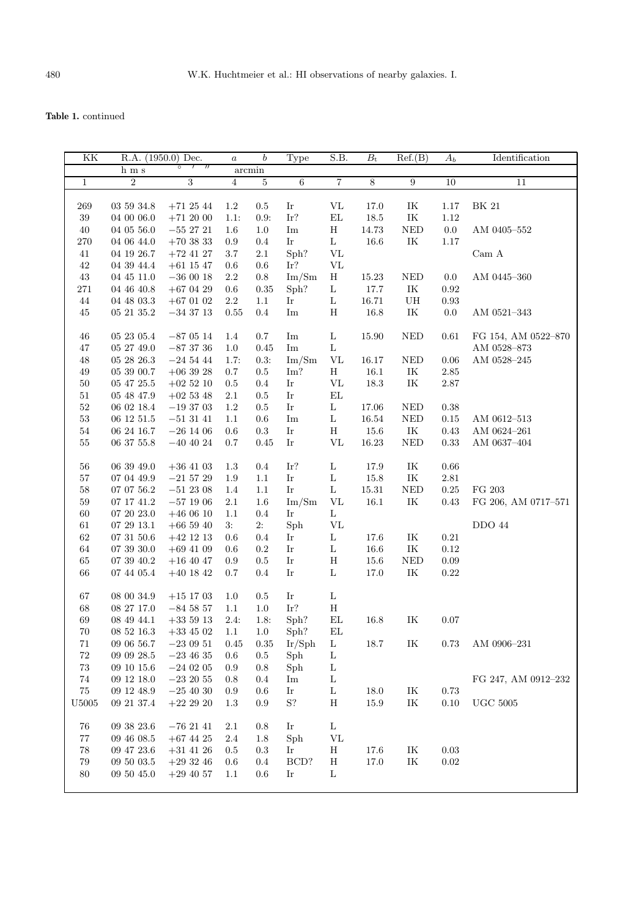**Table 1.** continued

| KK | R.A. (1950.0) | Dec. | $a$ | $b$ | Type | S.B. | $B_t$ | Ref.(B) | $A_b$ | Identification |
|---|---|---|---|---|---|---|---|---|---|---|
| | h m s | ° ′ ″ | arcmin | | | | | | | |
| 1 | 2 | 3 | 4 | 5 | 6 | 7 | 8 | 9 | 10 | 11 |
| 269 | 03 59 34.8 | +71 25 44 | 1.2 | 0.5 | Ir | VL | 17.0 | IK | 1.17 | BK 21 |
| 39 | 04 00 06.0 | +71 20 00 | 1.1: | 0.9: | Ir? | EL | 18.5 | IK | 1.12 | |
| 40 | 04 05 56.0 | −55 27 21 | 1.6 | 1.0 | Im | H | 14.73 | NED | 0.0 | AM 0405–552 |
| 270 | 04 06 44.0 | +70 38 33 | 0.9 | 0.4 | Ir | L | 16.6 | IK | 1.17 | |
| 41 | 04 19 26.7 | +72 41 27 | 3.7 | 2.1 | Sph? | VL | | | | Cam A |
| 42 | 04 39 44.4 | +61 15 47 | 0.6 | 0.6 | Ir? | VL | | | | |
| 43 | 04 45 11.0 | −36 00 18 | 2.2 | 0.8 | Im/Sm | H | 15.23 | NED | 0.0 | AM 0445–360 |
| 271 | 04 46 40.8 | +67 04 29 | 0.6 | 0.35 | Sph? | L | 17.7 | IK | 0.92 | |
| 44 | 04 48 03.3 | +67 01 02 | 2.2 | 1.1 | Ir | L | 16.71 | UH | 0.93 | |
| 45 | 05 21 35.2 | −34 37 13 | 0.55 | 0.4 | Im | H | 16.8 | IK | 0.0 | AM 0521–343 |
| 46 | 05 23 05.4 | −87 05 14 | 1.4 | 0.7 | Im | L | 15.90 | NED | 0.61 | FG 154, AM 0522–870 |
| 47 | 05 27 49.0 | −87 37 36 | 1.0 | 0.45 | Im | L | | | | AM 0528–873 |
| 48 | 05 28 26.3 | −24 54 44 | 1.7: | 0.3: | Im/Sm | VL | 16.17 | NED | 0.06 | AM 0528–245 |
| 49 | 05 39 00.7 | +06 39 28 | 0.7 | 0.5 | Im? | H | 16.1 | IK | 2.85 | |
| 50 | 05 47 25.5 | +02 52 10 | 0.5 | 0.4 | Ir | VL | 18.3 | IK | 2.87 | |
| 51 | 05 48 47.9 | +02 53 48 | 2.1 | 0.5 | Ir | EL | | | | |
| 52 | 06 02 18.4 | −19 37 03 | 1.2 | 0.5 | Ir | L | 17.06 | NED | 0.38 | |
| 53 | 06 12 51.5 | −51 31 41 | 1.1 | 0.6 | Im | L | 16.54 | NED | 0.15 | AM 0612–513 |
| 54 | 06 24 16.7 | −26 14 06 | 0.6 | 0.3 | Ir | H | 15.6 | IK | 0.43 | AM 0624–261 |
| 55 | 06 37 55.8 | −40 40 24 | 0.7 | 0.45 | Ir | VL | 16.23 | NED | 0.33 | AM 0637–404 |
| 56 | 06 39 49.0 | +36 41 03 | 1.3 | 0.4 | Ir? | L | 17.9 | IK | 0.66 | |
| 57 | 07 04 49.9 | −21 57 29 | 1.9 | 1.1 | Ir | L | 15.8 | IK | 2.81 | |
| 58 | 07 07 56.2 | −51 23 08 | 1.4 | 1.1 | Ir | L | 15.31 | NED | 0.25 | FG 203 |
| 59 | 07 17 41.2 | −57 19 06 | 2.1 | 1.6 | Im/Sm | VL | 16.1 | IK | 0.43 | FG 206, AM 0717–571 |
| 60 | 07 20 23.0 | +46 06 10 | 1.1 | 0.4 | Ir | L | | | | |
| 61 | 07 29 13.1 | +66 59 40 | 3: | 2: | Sph | VL | | | | DDO 44 |
| 62 | 07 31 50.6 | +42 12 13 | 0.6 | 0.4 | Ir | L | 17.6 | IK | 0.21 | |
| 64 | 07 39 30.0 | +69 41 09 | 0.6 | 0.2 | Ir | L | 16.6 | IK | 0.12 | |
| 65 | 07 39 40.2 | +16 40 47 | 0.9 | 0.5 | Ir | H | 15.6 | NED | 0.09 | |
| 66 | 07 44 05.4 | +40 18 42 | 0.7 | 0.4 | Ir | L | 17.0 | IK | 0.22 | |
| 67 | 08 00 34.9 | +15 17 03 | 1.0 | 0.5 | Ir | L | | | | |
| 68 | 08 27 17.0 | −84 58 57 | 1.1 | 1.0 | Ir? | H | | | | |
| 69 | 08 49 44.1 | +33 59 13 | 2.4: | 1.8: | Sph? | EL | 16.8 | IK | 0.07 | |
| 70 | 08 52 16.3 | +33 45 02 | 1.1 | 1.0 | Sph? | EL | | | | |
| 71 | 09 06 56.7 | −23 09 51 | 0.45 | 0.35 | Ir/Sph | L | 18.7 | IK | 0.73 | AM 0906–231 |
| 72 | 09 09 28.5 | −23 46 35 | 0.6 | 0.5 | Sph | L | | | | |
| 73 | 09 10 15.6 | −24 02 05 | 0.9 | 0.8 | Sph | L | | | | |
| 74 | 09 12 18.0 | −23 20 55 | 0.8 | 0.4 | Im | L | | | | FG 247, AM 0912–232 |
| 75 | 09 12 48.9 | −25 40 30 | 0.9 | 0.6 | Ir | L | 18.0 | IK | 0.73 | |
| U5005 | 09 21 37.4 | +22 29 20 | 1.3 | 0.9 | S? | H | 15.9 | IK | 0.10 | UGC 5005 |
| 76 | 09 38 23.6 | −76 21 41 | 2.1 | 0.8 | Ir | L | | | | |
| 77 | 09 46 08.5 | +67 44 25 | 2.4 | 1.8 | Sph | VL | | | | |
| 78 | 09 47 23.6 | +31 41 26 | 0.5 | 0.3 | Ir | H | 17.6 | IK | 0.03 | |
| 79 | 09 50 03.5 | +29 32 46 | 0.6 | 0.4 | BCD? | H | 17.0 | IK | 0.02 | |
| 80 | 09 50 45.0 | +29 40 57 | 1.1 | 0.6 | Ir | L | | | | |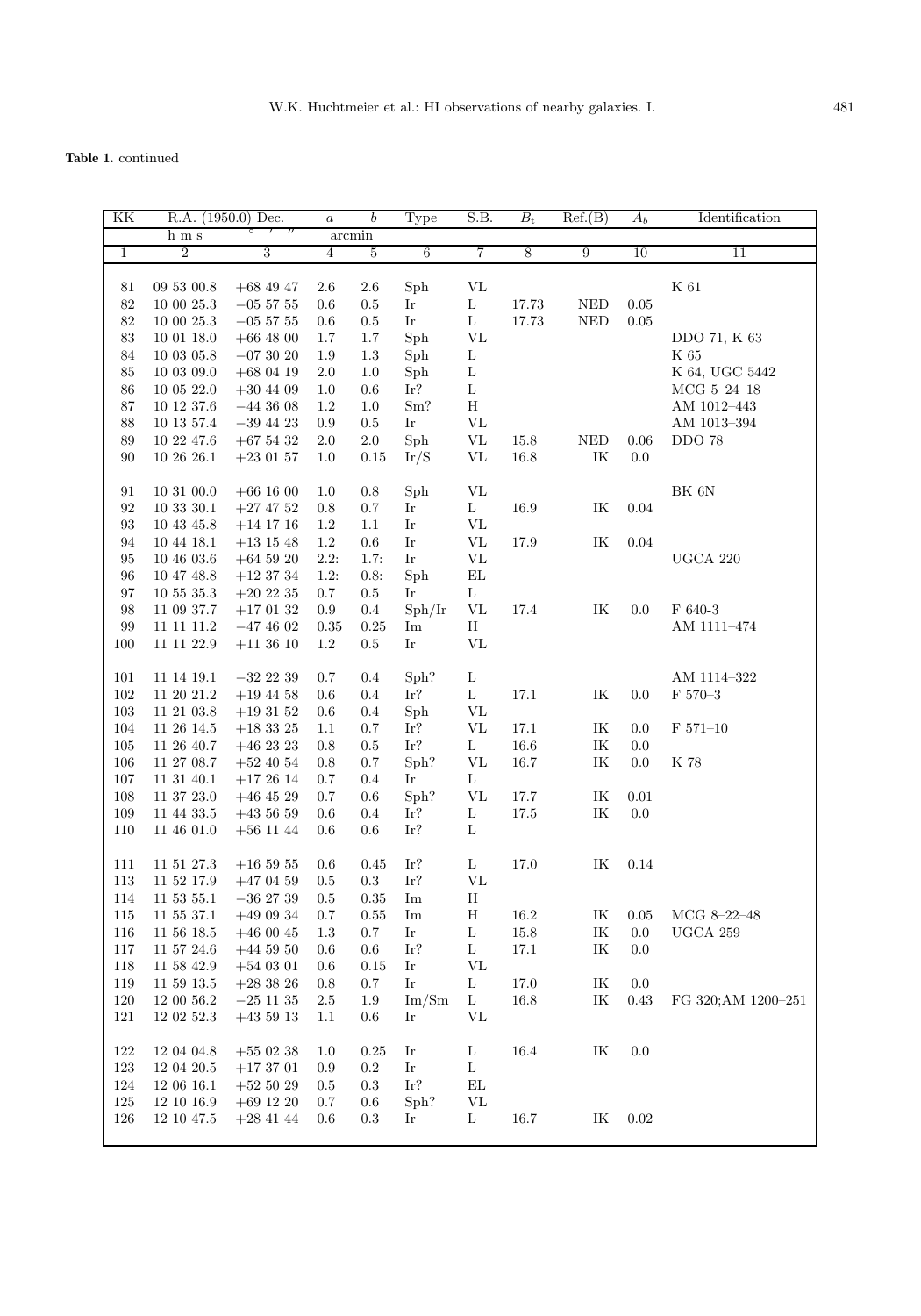**Table 1.** continued

| KK | R.A. (1950.0) Dec. | | $a$ | $b$ | Type | S.B. | $B_t$ | Ref.(B) | $A_b$ | Identification |
|---|---|---|---|---|---|---|---|---|---|---|
| | h m s | ° ′ ″ | arcmin | | | | | | | |
| 1 | 2 | 3 | 4 | 5 | 6 | 7 | 8 | 9 | 10 | 11 |
| 81 | 09 53 00.8 | +68 49 47 | 2.6 | 2.6 | Sph | VL | | | | K 61 |
| 82 | 10 00 25.3 | −05 57 55 | 0.6 | 0.5 | Ir | L | 17.73 | NED | 0.05 | |
| 82 | 10 00 25.3 | −05 57 55 | 0.6 | 0.5 | Ir | L | 17.73 | NED | 0.05 | |
| 83 | 10 01 18.0 | +66 48 00 | 1.7 | 1.7 | Sph | VL | | | | DDO 71, K 63 |
| 84 | 10 03 05.8 | −07 30 20 | 1.9 | 1.3 | Sph | L | | | | K 65 |
| 85 | 10 03 09.0 | +68 04 19 | 2.0 | 1.0 | Sph | L | | | | K 64, UGC 5442 |
| 86 | 10 05 22.0 | +30 44 09 | 1.0 | 0.6 | Ir? | L | | | | MCG 5–24–18 |
| 87 | 10 12 37.6 | −44 36 08 | 1.2 | 1.0 | Sm? | H | | | | AM 1012–443 |
| 88 | 10 13 57.4 | −39 44 23 | 0.9 | 0.5 | Ir | VL | | | | AM 1013–394 |
| 89 | 10 22 47.6 | +67 54 32 | 2.0 | 2.0 | Sph | VL | 15.8 | NED | 0.06 | DDO 78 |
| 90 | 10 26 26.1 | +23 01 57 | 1.0 | 0.15 | Ir/S | VL | 16.8 | IK | 0.0 | |
| 91 | 10 31 00.0 | +66 16 00 | 1.0 | 0.8 | Sph | VL | | | | BK 6N |
| 92 | 10 33 30.1 | +27 47 52 | 0.8 | 0.7 | Ir | L | 16.9 | IK | 0.04 | |
| 93 | 10 43 45.8 | +14 17 16 | 1.2 | 1.1 | Ir | VL | | | | |
| 94 | 10 44 18.1 | +13 15 48 | 1.2 | 0.6 | Ir | VL | 17.9 | IK | 0.04 | |
| 95 | 10 46 03.6 | +64 59 20 | 2.2: | 1.7: | Ir | VL | | | | UGCA 220 |
| 96 | 10 47 48.8 | +12 37 34 | 1.2: | 0.8: | Sph | EL | | | | |
| 97 | 10 55 35.3 | +20 22 35 | 0.7 | 0.5 | Ir | L | | | | |
| 98 | 11 09 37.7 | +17 01 32 | 0.9 | 0.4 | Sph/Ir | VL | 17.4 | IK | 0.0 | F 640-3 |
| 99 | 11 11 11.2 | −47 46 02 | 0.35 | 0.25 | Im | H | | | | AM 1111–474 |
| 100 | 11 11 22.9 | +11 36 10 | 1.2 | 0.5 | Ir | VL | | | | |
| 101 | 11 14 19.1 | −32 22 39 | 0.7 | 0.4 | Sph? | L | | | | AM 1114–322 |
| 102 | 11 20 21.2 | +19 44 58 | 0.6 | 0.4 | Ir? | L | 17.1 | IK | 0.0 | F 570–3 |
| 103 | 11 21 03.8 | +19 31 52 | 0.6 | 0.4 | Sph | VL | | | | |
| 104 | 11 26 14.5 | +18 33 25 | 1.1 | 0.7 | Ir? | VL | 17.1 | IK | 0.0 | F 571–10 |
| 105 | 11 26 40.7 | +46 23 23 | 0.8 | 0.5 | Ir? | L | 16.6 | IK | 0.0 | |
| 106 | 11 27 08.7 | +52 40 54 | 0.8 | 0.7 | Sph? | VL | 16.7 | IK | 0.0 | K 78 |
| 107 | 11 31 40.1 | +17 26 14 | 0.7 | 0.4 | Ir | L | | | | |
| 108 | 11 37 23.0 | +46 45 29 | 0.7 | 0.6 | Sph? | VL | 17.7 | IK | 0.01 | |
| 109 | 11 44 33.5 | +43 56 59 | 0.6 | 0.4 | Ir? | L | 17.5 | IK | 0.0 | |
| 110 | 11 46 01.0 | +56 11 44 | 0.6 | 0.6 | Ir? | L | | | | |
| 111 | 11 51 27.3 | +16 59 55 | 0.6 | 0.45 | Ir? | L | 17.0 | IK | 0.14 | |
| 113 | 11 52 17.9 | +47 04 59 | 0.5 | 0.3 | Ir? | VL | | | | |
| 114 | 11 53 55.1 | −36 27 39 | 0.5 | 0.35 | Im | H | | | | |
| 115 | 11 55 37.1 | +49 09 34 | 0.7 | 0.55 | Im | H | 16.2 | IK | 0.05 | MCG 8–22–48 |
| 116 | 11 56 18.5 | +46 00 45 | 1.3 | 0.7 | Ir | L | 15.8 | IK | 0.0 | UGCA 259 |
| 117 | 11 57 24.6 | +44 59 50 | 0.6 | 0.6 | Ir? | L | 17.1 | IK | 0.0 | |
| 118 | 11 58 42.9 | +54 03 01 | 0.6 | 0.15 | Ir | VL | | | | |
| 119 | 11 59 13.5 | +28 38 26 | 0.8 | 0.7 | Ir | L | 17.0 | IK | 0.0 | |
| 120 | 12 00 56.2 | −25 11 35 | 2.5 | 1.9 | Im/Sm | L | 16.8 | IK | 0.43 | FG 320;AM 1200–251 |
| 121 | 12 02 52.3 | +43 59 13 | 1.1 | 0.6 | Ir | VL | | | | |
| 122 | 12 04 04.8 | +55 02 38 | 1.0 | 0.25 | Ir | L | 16.4 | IK | 0.0 | |
| 123 | 12 04 20.5 | +17 37 01 | 0.9 | 0.2 | Ir | L | | | | |
| 124 | 12 06 16.1 | +52 50 29 | 0.5 | 0.3 | Ir? | EL | | | | |
| 125 | 12 10 16.9 | +69 12 20 | 0.7 | 0.6 | Sph? | VL | | | | |
| 126 | 12 10 47.5 | +28 41 44 | 0.6 | 0.3 | Ir | L | 16.7 | IK | 0.02 | |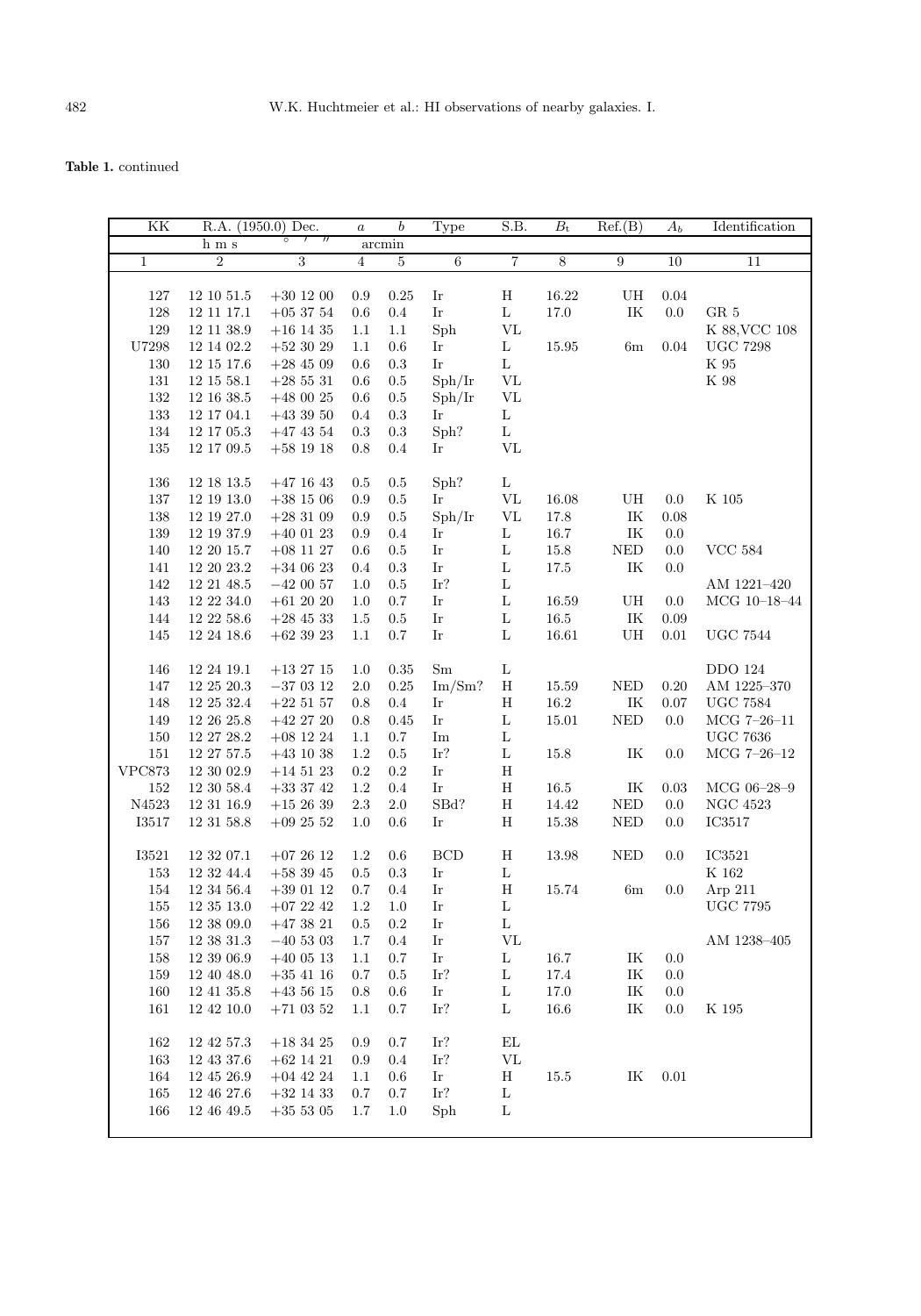**Table 1.** continued

| KK | R.A. (1950.0) Dec. | | $a$ | $b$ | Type | S.B. | $B_t$ | Ref.(B) | $A_b$ | Identification |
|---|---|---|---|---|---|---|---|---|---|---|
| | h m s | ° ′ ″ | arcmin | | | | | | | |
| 1 | 2 | 3 | 4 | 5 | 6 | 7 | 8 | 9 | 10 | 11 |
| 127 | 12 10 51.5 | +30 12 00 | 0.9 | 0.25 | Ir | H | 16.22 | UH | 0.04 | |
| 128 | 12 11 17.1 | +05 37 54 | 0.6 | 0.4 | Ir | L | 17.0 | IK | 0.0 | GR 5 |
| 129 | 12 11 38.9 | +16 14 35 | 1.1 | 1.1 | Sph | VL | | | | K 88,VCC 108 |
| U7298 | 12 14 02.2 | +52 30 29 | 1.1 | 0.6 | Ir | L | 15.95 | 6m | 0.04 | UGC 7298 |
| 130 | 12 15 17.6 | +28 45 09 | 0.6 | 0.3 | Ir | L | | | | K 95 |
| 131 | 12 15 58.1 | +28 55 31 | 0.6 | 0.5 | Sph/Ir | VL | | | | K 98 |
| 132 | 12 16 38.5 | +48 00 25 | 0.6 | 0.5 | Sph/Ir | VL | | | | |
| 133 | 12 17 04.1 | +43 39 50 | 0.4 | 0.3 | Ir | L | | | | |
| 134 | 12 17 05.3 | +47 43 54 | 0.3 | 0.3 | Sph? | L | | | | |
| 135 | 12 17 09.5 | +58 19 18 | 0.8 | 0.4 | Ir | VL | | | | |
| 136 | 12 18 13.5 | +47 16 43 | 0.5 | 0.5 | Sph? | L | | | | |
| 137 | 12 19 13.0 | +38 15 06 | 0.9 | 0.5 | Ir | VL | 16.08 | UH | 0.0 | K 105 |
| 138 | 12 19 27.0 | +28 31 09 | 0.9 | 0.5 | Sph/Ir | VL | 17.8 | IK | 0.08 | |
| 139 | 12 19 37.9 | +40 01 23 | 0.9 | 0.4 | Ir | L | 16.7 | IK | 0.0 | |
| 140 | 12 20 15.7 | +08 11 27 | 0.6 | 0.5 | Ir | L | 15.8 | NED | 0.0 | VCC 584 |
| 141 | 12 20 23.2 | +34 06 23 | 0.4 | 0.3 | Ir | L | 17.5 | IK | 0.0 | |
| 142 | 12 21 48.5 | −42 00 57 | 1.0 | 0.5 | Ir? | L | | | | AM 1221–420 |
| 143 | 12 22 34.0 | +61 20 20 | 1.0 | 0.7 | Ir | L | 16.59 | UH | 0.0 | MCG 10–18–44 |
| 144 | 12 22 58.6 | +28 45 33 | 1.5 | 0.5 | Ir | L | 16.5 | IK | 0.09 | |
| 145 | 12 24 18.6 | +62 39 23 | 1.1 | 0.7 | Ir | L | 16.61 | UH | 0.01 | UGC 7544 |
| 146 | 12 24 19.1 | +13 27 15 | 1.0 | 0.35 | Sm | L | | | | DDO 124 |
| 147 | 12 25 20.3 | −37 03 12 | 2.0 | 0.25 | Im/Sm? | H | 15.59 | NED | 0.20 | AM 1225–370 |
| 148 | 12 25 32.4 | +22 51 57 | 0.8 | 0.4 | Ir | H | 16.2 | IK | 0.07 | UGC 7584 |
| 149 | 12 26 25.8 | +42 27 20 | 0.8 | 0.45 | Ir | L | 15.01 | NED | 0.0 | MCG 7–26–11 |
| 150 | 12 27 28.2 | +08 12 24 | 1.1 | 0.7 | Im | L | | | | UGC 7636 |
| 151 | 12 27 57.5 | +43 10 38 | 1.2 | 0.5 | Ir? | L | 15.8 | IK | 0.0 | MCG 7–26–12 |
| VPC873 | 12 30 02.9 | +14 51 23 | 0.2 | 0.2 | Ir | H | | | | |
| 152 | 12 30 58.4 | +33 37 42 | 1.2 | 0.4 | Ir | H | 16.5 | IK | 0.03 | MCG 06–28–9 |
| N4523 | 12 31 16.9 | +15 26 39 | 2.3 | 2.0 | SBd? | H | 14.42 | NED | 0.0 | NGC 4523 |
| I3517 | 12 31 58.8 | +09 25 52 | 1.0 | 0.6 | Ir | H | 15.38 | NED | 0.0 | IC3517 |
| I3521 | 12 32 07.1 | +07 26 12 | 1.2 | 0.6 | BCD | H | 13.98 | NED | 0.0 | IC3521 |
| 153 | 12 32 44.4 | +58 39 45 | 0.5 | 0.3 | Ir | L | | | | K 162 |
| 154 | 12 34 56.4 | +39 01 12 | 0.7 | 0.4 | Ir | H | 15.74 | 6m | 0.0 | Arp 211 |
| 155 | 12 35 13.0 | +07 22 42 | 1.2 | 1.0 | Ir | L | | | | UGC 7795 |
| 156 | 12 38 09.0 | +47 38 21 | 0.5 | 0.2 | Ir | L | | | | |
| 157 | 12 38 31.3 | −40 53 03 | 1.7 | 0.4 | Ir | VL | | | | AM 1238–405 |
| 158 | 12 39 06.9 | +40 05 13 | 1.1 | 0.7 | Ir | L | 16.7 | IK | 0.0 | |
| 159 | 12 40 48.0 | +35 41 16 | 0.7 | 0.5 | Ir? | L | 17.4 | IK | 0.0 | |
| 160 | 12 41 35.8 | +43 56 15 | 0.8 | 0.6 | Ir | L | 17.0 | IK | 0.0 | |
| 161 | 12 42 10.0 | +71 03 52 | 1.1 | 0.7 | Ir? | L | 16.6 | IK | 0.0 | K 195 |
| 162 | 12 42 57.3 | +18 34 25 | 0.9 | 0.7 | Ir? | EL | | | | |
| 163 | 12 43 37.6 | +62 14 21 | 0.9 | 0.4 | Ir? | VL | | | | |
| 164 | 12 45 26.9 | +04 42 24 | 1.1 | 0.6 | Ir | H | 15.5 | IK | 0.01 | |
| 165 | 12 46 27.6 | +32 14 33 | 0.7 | 0.7 | Ir? | L | | | | |
| 166 | 12 46 49.5 | +35 53 05 | 1.7 | 1.0 | Sph | L | | | | |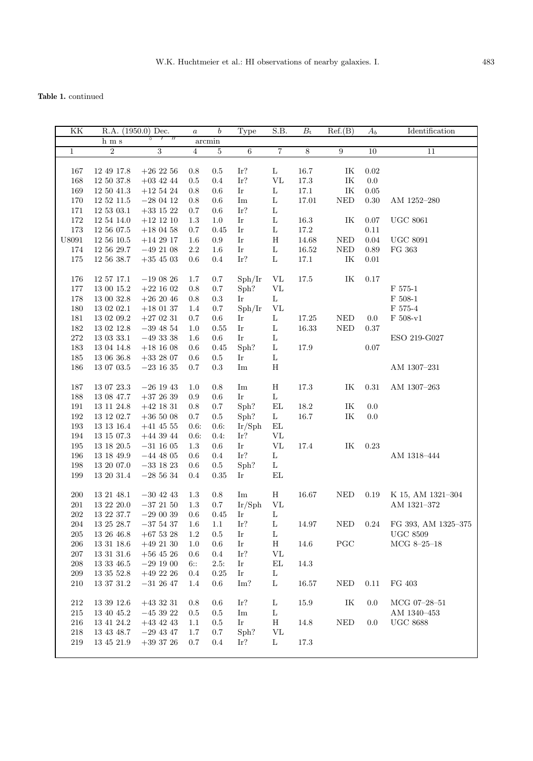**Table 1.** continued

| KK | R.A. (1950.0) | Dec. | $a$ | $b$ | Type | S.B. | $B_t$ | Ref.(B) | $A_b$ | Identification |
|---|---|---|---|---|---|---|---|---|---|---|
| | h m s | ° ′ ″ | arcmin | | | | | | | |
| 1 | 2 | 3 | 4 | 5 | 6 | 7 | 8 | 9 | 10 | 11 |
| 167 | 12 49 17.8 | +26 22 56 | 0.8 | 0.5 | Ir? | L | 16.7 | IK | 0.02 | |
| 168 | 12 50 37.8 | +03 42 44 | 0.5 | 0.4 | Ir? | VL | 17.3 | IK | 0.0 | |
| 169 | 12 50 41.3 | +12 54 24 | 0.8 | 0.6 | Ir | L | 17.1 | IK | 0.05 | |
| 170 | 12 52 11.5 | −28 04 12 | 0.8 | 0.6 | Im | L | 17.01 | NED | 0.30 | AM 1252–280 |
| 171 | 12 53 03.1 | +33 15 22 | 0.7 | 0.6 | Ir? | L | | | | |
| 172 | 12 54 14.0 | +12 12 10 | 1.3 | 1.0 | Ir | L | 16.3 | IK | 0.07 | UGC 8061 |
| 173 | 12 56 07.5 | +18 04 58 | 0.7 | 0.45 | Ir | L | 17.2 | | 0.11 | |
| U8091 | 12 56 10.5 | +14 29 17 | 1.6 | 0.9 | Ir | H | 14.68 | NED | 0.04 | UGC 8091 |
| 174 | 12 56 29.7 | −49 21 08 | 2.2 | 1.6 | Ir | L | 16.52 | NED | 0.89 | FG 363 |
| 175 | 12 56 38.7 | +35 45 03 | 0.6 | 0.4 | Ir? | L | 17.1 | IK | 0.01 | |
| 176 | 12 57 17.1 | −19 08 26 | 1.7 | 0.7 | Sph/Ir | VL | 17.5 | IK | 0.17 | |
| 177 | 13 00 15.2 | +22 16 02 | 0.8 | 0.7 | Sph? | VL | | | | F 575-1 |
| 178 | 13 00 32.8 | +26 20 46 | 0.8 | 0.3 | Ir | L | | | | F 508-1 |
| 180 | 13 02 02.1 | +18 01 37 | 1.4 | 0.7 | Sph/Ir | VL | | | | F 575-4 |
| 181 | 13 02 09.2 | +27 02 31 | 0.7 | 0.6 | Ir | L | 17.25 | NED | 0.0 | F 508-v1 |
| 182 | 13 02 12.8 | −39 48 54 | 1.0 | 0.55 | Ir | L | 16.33 | NED | 0.37 | |
| 272 | 13 03 33.1 | −49 33 38 | 1.6 | 0.6 | Ir | L | | | | ESO 219-G027 |
| 183 | 13 04 14.8 | +18 16 08 | 0.6 | 0.45 | Sph? | L | 17.9 | | 0.07 | |
| 185 | 13 06 36.8 | +33 28 07 | 0.6 | 0.5 | Ir | L | | | | |
| 186 | 13 07 03.5 | −23 16 35 | 0.7 | 0.3 | Im | H | | | | AM 1307–231 |
| 187 | 13 07 23.3 | −26 19 43 | 1.0 | 0.8 | Im | H | 17.3 | IK | 0.31 | AM 1307–263 |
| 188 | 13 08 47.7 | +37 26 39 | 0.9 | 0.6 | Ir | L | | | | |
| 191 | 13 11 24.8 | +42 18 31 | 0.8 | 0.7 | Sph? | EL | 18.2 | IK | 0.0 | |
| 192 | 13 12 02.7 | +36 50 08 | 0.7 | 0.5 | Sph? | L | 16.7 | IK | 0.0 | |
| 193 | 13 13 16.4 | +41 45 55 | 0.6: | 0.6: | Ir/Sph | EL | | | | |
| 194 | 13 15 07.3 | +44 39 44 | 0.6: | 0.4: | Ir? | VL | | | | |
| 195 | 13 18 20.5 | −31 16 05 | 1.3 | 0.6 | Ir | VL | 17.4 | IK | 0.23 | |
| 196 | 13 18 49.9 | −44 48 05 | 0.6 | 0.4 | Ir? | L | | | | AM 1318–444 |
| 198 | 13 20 07.0 | −33 18 23 | 0.6 | 0.5 | Sph? | L | | | | |
| 199 | 13 20 31.4 | −28 56 34 | 0.4 | 0.35 | Ir | EL | | | | |
| 200 | 13 21 48.1 | −30 42 43 | 1.3 | 0.8 | Im | H | 16.67 | NED | 0.19 | K 15, AM 1321–304 |
| 201 | 13 22 20.0 | −37 21 50 | 1.3 | 0.7 | Ir/Sph | VL | | | | AM 1321–372 |
| 202 | 13 22 37.7 | −29 00 39 | 0.6 | 0.45 | Ir | L | | | | |
| 204 | 13 25 28.7 | −37 54 37 | 1.6 | 1.1 | Ir? | L | 14.97 | NED | 0.24 | FG 393, AM 1325–375 |
| 205 | 13 26 46.8 | +67 53 28 | 1.2 | 0.5 | Ir | L | | | | UGC 8509 |
| 206 | 13 31 18.6 | +49 21 30 | 1.0 | 0.6 | Ir | H | 14.6 | PGC | | MCG 8–25–18 |
| 207 | 13 31 31.6 | +56 45 26 | 0.6 | 0.4 | Ir? | VL | | | | |
| 208 | 13 33 46.5 | −29 19 00 | 6:: | 2.5: | Ir | EL | 14.3 | | | |
| 209 | 13 35 52.8 | +49 22 26 | 0.4 | 0.25 | Ir | L | | | | |
| 210 | 13 37 31.2 | −31 26 47 | 1.4 | 0.6 | Im? | L | 16.57 | NED | 0.11 | FG 403 |
| 212 | 13 39 12.6 | +43 32 31 | 0.8 | 0.6 | Ir? | L | 15.9 | IK | 0.0 | MCG 07–28–51 |
| 215 | 13 40 45.2 | −45 39 22 | 0.5 | 0.5 | Im | L | | | | AM 1340–453 |
| 216 | 13 41 24.2 | +43 42 43 | 1.1 | 0.5 | Ir | H | 14.8 | NED | 0.0 | UGC 8688 |
| 218 | 13 43 48.7 | −29 43 47 | 1.7 | 0.7 | Sph? | VL | | | | |
| 219 | 13 45 21.9 | +39 37 26 | 0.7 | 0.4 | Ir? | L | 17.3 | | | |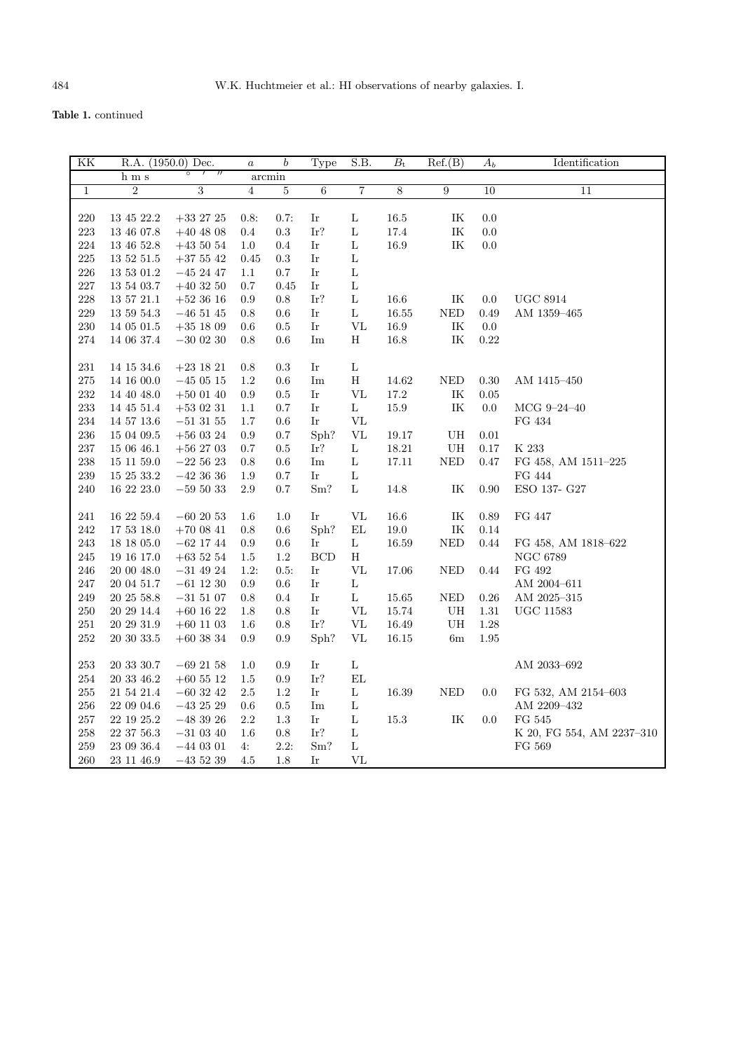**Table 1.** continued

| KK | R.A. (1950.0) | Dec. | $a$ | $b$ | Type | S.B. | $B_t$ | Ref.(B) | $A_b$ | Identification |
|---|---|---|---|---|---|---|---|---|---|---|
| | h m s | ° ′ ″ | arcmin | | | | | | | |
| 1 | 2 | 3 | 4 | 5 | 6 | 7 | 8 | 9 | 10 | 11 |
| 220 | 13 45 22.2 | +33 27 25 | 0.8: | 0.7: | Ir | L | 16.5 | IK | 0.0 | |
| 223 | 13 46 07.8 | +40 48 08 | 0.4 | 0.3 | Ir? | L | 17.4 | IK | 0.0 | |
| 224 | 13 46 52.8 | +43 50 54 | 1.0 | 0.4 | Ir | L | 16.9 | IK | 0.0 | |
| 225 | 13 52 51.5 | +37 55 42 | 0.45 | 0.3 | Ir | L | | | | |
| 226 | 13 53 01.2 | −45 24 47 | 1.1 | 0.7 | Ir | L | | | | |
| 227 | 13 54 03.7 | +40 32 50 | 0.7 | 0.45 | Ir | L | | | | |
| 228 | 13 57 21.1 | +52 36 16 | 0.9 | 0.8 | Ir? | L | 16.6 | IK | 0.0 | UGC 8914 |
| 229 | 13 59 54.3 | −46 51 45 | 0.8 | 0.6 | Ir | L | 16.55 | NED | 0.49 | AM 1359–465 |
| 230 | 14 05 01.5 | +35 18 09 | 0.6 | 0.5 | Ir | VL | 16.9 | IK | 0.0 | |
| 274 | 14 06 37.4 | −30 02 30 | 0.8 | 0.6 | Im | H | 16.8 | IK | 0.22 | |
| 231 | 14 15 34.6 | +23 18 21 | 0.8 | 0.3 | Ir | L | | | | |
| 275 | 14 16 00.0 | −45 05 15 | 1.2 | 0.6 | Im | H | 14.62 | NED | 0.30 | AM 1415–450 |
| 232 | 14 40 48.0 | +50 01 40 | 0.9 | 0.5 | Ir | VL | 17.2 | IK | 0.05 | |
| 233 | 14 45 51.4 | +53 02 31 | 1.1 | 0.7 | Ir | L | 15.9 | IK | 0.0 | MCG 9–24–40 |
| 234 | 14 57 13.6 | −51 31 55 | 1.7 | 0.6 | Ir | VL | | | | FG 434 |
| 236 | 15 04 09.5 | +56 03 24 | 0.9 | 0.7 | Sph? | VL | 19.17 | UH | 0.01 | |
| 237 | 15 06 46.1 | +56 27 03 | 0.7 | 0.5 | Ir? | L | 18.21 | UH | 0.17 | K 233 |
| 238 | 15 11 59.0 | −22 56 23 | 0.8 | 0.6 | Im | L | 17.11 | NED | 0.47 | FG 458, AM 1511–225 |
| 239 | 15 25 33.2 | −42 36 36 | 1.9 | 0.7 | Ir | L | | | | FG 444 |
| 240 | 16 22 23.0 | −59 50 33 | 2.9 | 0.7 | Sm? | L | 14.8 | IK | 0.90 | ESO 137- G27 |
| 241 | 16 22 59.4 | −60 20 53 | 1.6 | 1.0 | Ir | VL | 16.6 | IK | 0.89 | FG 447 |
| 242 | 17 53 18.0 | +70 08 41 | 0.8 | 0.6 | Sph? | EL | 19.0 | IK | 0.14 | |
| 243 | 18 18 05.0 | −62 17 44 | 0.9 | 0.6 | Ir | L | 16.59 | NED | 0.44 | FG 458, AM 1818–622 |
| 245 | 19 16 17.0 | +63 52 54 | 1.5 | 1.2 | BCD | H | | | | NGC 6789 |
| 246 | 20 00 48.0 | −31 49 24 | 1.2: | 0.5: | Ir | VL | 17.06 | NED | 0.44 | FG 492 |
| 247 | 20 04 51.7 | −61 12 30 | 0.9 | 0.6 | Ir | L | | | | AM 2004–611 |
| 249 | 20 25 58.8 | −31 51 07 | 0.8 | 0.4 | Ir | L | 15.65 | NED | 0.26 | AM 2025–315 |
| 250 | 20 29 14.4 | +60 16 22 | 1.8 | 0.8 | Ir | VL | 15.74 | UH | 1.31 | UGC 11583 |
| 251 | 20 29 31.9 | +60 11 03 | 1.6 | 0.8 | Ir? | VL | 16.49 | UH | 1.28 | |
| 252 | 20 30 33.5 | +60 38 34 | 0.9 | 0.9 | Sph? | VL | 16.15 | 6m | 1.95 | |
| 253 | 20 33 30.7 | −69 21 58 | 1.0 | 0.9 | Ir | L | | | | AM 2033–692 |
| 254 | 20 33 46.2 | +60 55 12 | 1.5 | 0.9 | Ir? | EL | | | | |
| 255 | 21 54 21.4 | −60 32 42 | 2.5 | 1.2 | Ir | L | 16.39 | NED | 0.0 | FG 532, AM 2154–603 |
| 256 | 22 09 04.6 | −43 25 29 | 0.6 | 0.5 | Im | L | | | | AM 2209–432 |
| 257 | 22 19 25.2 | −48 39 26 | 2.2 | 1.3 | Ir | L | 15.3 | IK | 0.0 | FG 545 |
| 258 | 22 37 56.3 | −31 03 40 | 1.6 | 0.8 | Ir? | L | | | | K 20, FG 554, AM 2237–310 |
| 259 | 23 09 36.4 | −44 03 01 | 4: | 2.2: | Sm? | L | | | | FG 569 |
| 260 | 23 11 46.9 | −43 52 39 | 4.5 | 1.8 | Ir | VL | | | | |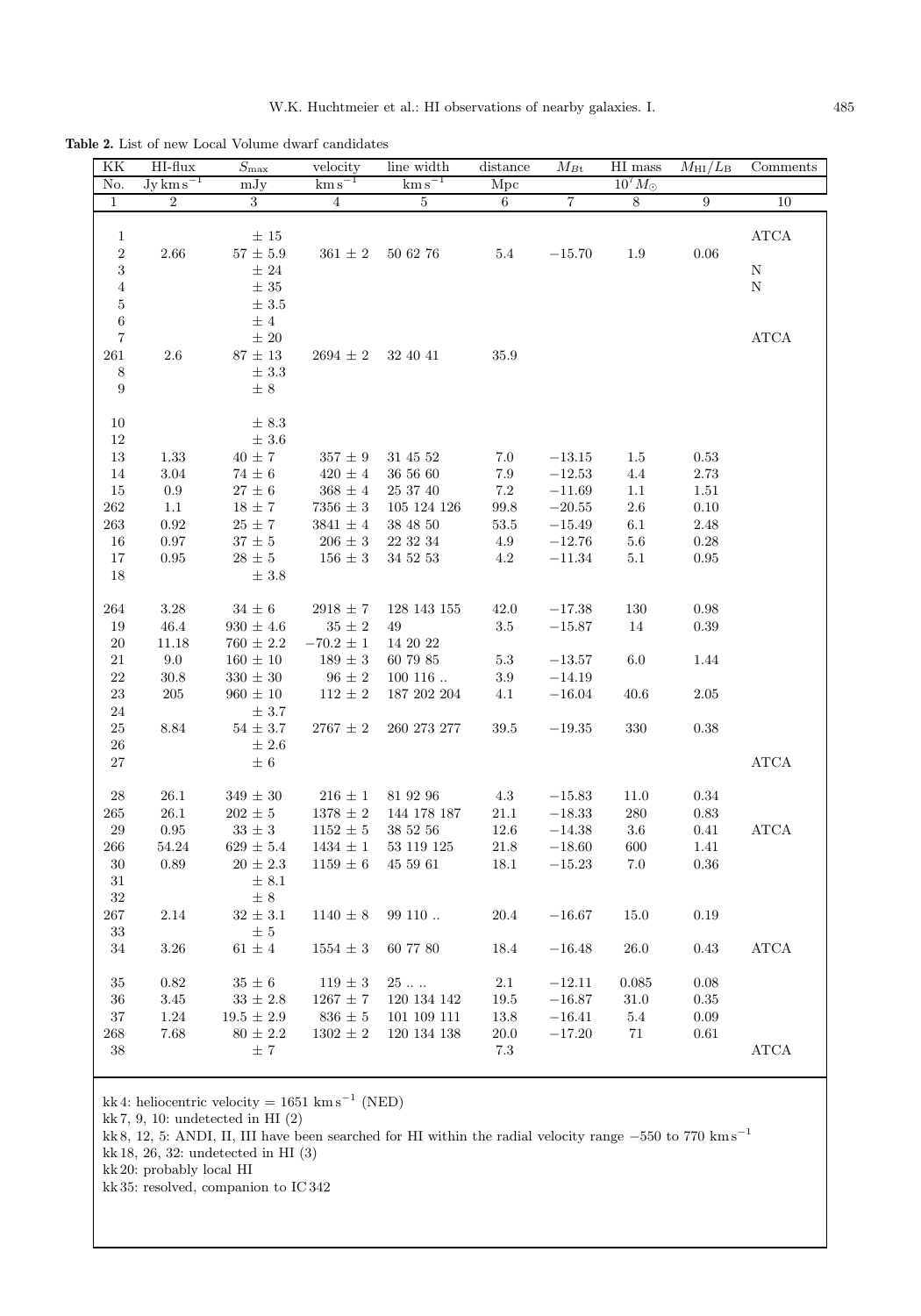**Table 2.** List of new Local Volume dwarf candidates

| KK | HI-flux | $S_{\max}$ | velocity | line width | distance | $M_{Bt}$ | HI mass | $M_{HI}/L_B$ | Comments |
|---|---|---|---|---|---|---|---|---|---|
| No. | Jy km s$^{-1}$ | mJy | km s$^{-1}$ | km s$^{-1}$ | Mpc | | $10^7 M_{\odot}$ | | |
| 1 | 2 | 3 | 4 | 5 | 6 | 7 | 8 | 9 | 10 |
| 1 | | ± 15 | | | | | | | ATCA |
| 2 | 2.66 | 57 ± 5.9 | 361 ± 2 | 50 62 76 | 5.4 | −15.70 | 1.9 | 0.06 | |
| 3 | | ± 24 | | | | | | | N |
| 4 | | ± 35 | | | | | | | N |
| 5 | | ± 3.5 | | | | | | | |
| 6 | | ± 4 | | | | | | | |
| 7 | | ± 20 | | | | | | | ATCA |
| 261 | 2.6 | 87 ± 13 | 2694 ± 2 | 32 40 41 | 35.9 | | | | |
| 8 | | ± 3.3 | | | | | | | |
| 9 | | ± 8 | | | | | | | |
| 10 | | ± 8.3 | | | | | | | |
| 12 | | ± 3.6 | | | | | | | |
| 13 | 1.33 | 40 ± 7 | 357 ± 9 | 31 45 52 | 7.0 | −13.15 | 1.5 | 0.53 | |
| 14 | 3.04 | 74 ± 6 | 420 ± 4 | 36 56 60 | 7.9 | −12.53 | 4.4 | 2.73 | |
| 15 | 0.9 | 27 ± 6 | 368 ± 4 | 25 37 40 | 7.2 | −11.69 | 1.1 | 1.51 | |
| 262 | 1.1 | 18 ± 7 | 7356 ± 3 | 105 124 126 | 99.8 | −20.55 | 2.6 | 0.10 | |
| 263 | 0.92 | 25 ± 7 | 3841 ± 4 | 38 48 50 | 53.5 | −15.49 | 6.1 | 2.48 | |
| 16 | 0.97 | 37 ± 5 | 206 ± 3 | 22 32 34 | 4.9 | −12.76 | 5.6 | 0.28 | |
| 17 | 0.95 | 28 ± 5 | 156 ± 3 | 34 52 53 | 4.2 | −11.34 | 5.1 | 0.95 | |
| 18 | | ± 3.8 | | | | | | | |
| 264 | 3.28 | 34 ± 6 | 2918 ± 7 | 128 143 155 | 42.0 | −17.38 | 130 | 0.98 | |
| 19 | 46.4 | 930 ± 4.6 | 35 ± 2 | 49 | 3.5 | −15.87 | 14 | 0.39 | |
| 20 | 11.18 | 760 ± 2.2 | −70.2 ± 1 | 14 20 22 | | | | | |
| 21 | 9.0 | 160 ± 10 | 189 ± 3 | 60 79 85 | 5.3 | −13.57 | 6.0 | 1.44 | |
| 22 | 30.8 | 330 ± 30 | 96 ± 2 | 100 116 .. | 3.9 | −14.19 | | | |
| 23 | 205 | 960 ± 10 | 112 ± 2 | 187 202 204 | 4.1 | −16.04 | 40.6 | 2.05 | |
| 24 | | ± 3.7 | | | | | | | |
| 25 | 8.84 | 54 ± 3.7 | 2767 ± 2 | 260 273 277 | 39.5 | −19.35 | 330 | 0.38 | |
| 26 | | ± 2.6 | | | | | | | |
| 27 | | ± 6 | | | | | | | ATCA |
| 28 | 26.1 | 349 ± 30 | 216 ± 1 | 81 92 96 | 4.3 | −15.83 | 11.0 | 0.34 | |
| 265 | 26.1 | 202 ± 5 | 1378 ± 2 | 144 178 187 | 21.1 | −18.33 | 280 | 0.83 | |
| 29 | 0.95 | 33 ± 3 | 1152 ± 5 | 38 52 56 | 12.6 | −14.38 | 3.6 | 0.41 | ATCA |
| 266 | 54.24 | 629 ± 5.4 | 1434 ± 1 | 53 119 125 | 21.8 | −18.60 | 600 | 1.41 | |
| 30 | 0.89 | 20 ± 2.3 | 1159 ± 6 | 45 59 61 | 18.1 | −15.23 | 7.0 | 0.36 | |
| 31 | | ± 8.1 | | | | | | | |
| 32 | | ± 8 | | | | | | | |
| 267 | 2.14 | 32 ± 3.1 | 1140 ± 8 | 99 110 .. | 20.4 | −16.67 | 15.0 | 0.19 | |
| 33 | | ± 5 | | | | | | | |
| 34 | 3.26 | 61 ± 4 | 1554 ± 3 | 60 77 80 | 18.4 | −16.48 | 26.0 | 0.43 | ATCA |
| 35 | 0.82 | 35 ± 6 | 119 ± 3 | 25 .. .. | 2.1 | −12.11 | 0.085 | 0.08 | |
| 36 | 3.45 | 33 ± 2.8 | 1267 ± 7 | 120 134 142 | 19.5 | −16.87 | 31.0 | 0.35 | |
| 37 | 1.24 | 19.5 ± 2.9 | 836 ± 5 | 101 109 111 | 13.8 | −16.41 | 5.4 | 0.09 | |
| 268 | 7.68 | 80 ± 2.2 | 1302 ± 2 | 120 134 138 | 20.0 | −17.20 | 71 | 0.61 | |
| 38 | | ± 7 | | | 7.3 | | | | ATCA |

kk 4: heliocentric velocity = 1651 km s$^{-1}$ (NED)
kk 7, 9, 10: undetected in HI (2)
kk 8, 12, 5: ANDI, II, III have been searched for HI within the radial velocity range −550 to 770 km s$^{-1}$
kk 18, 26, 32: undetected in HI (3)
kk 20: probably local HI
kk 35: resolved, companion to IC 342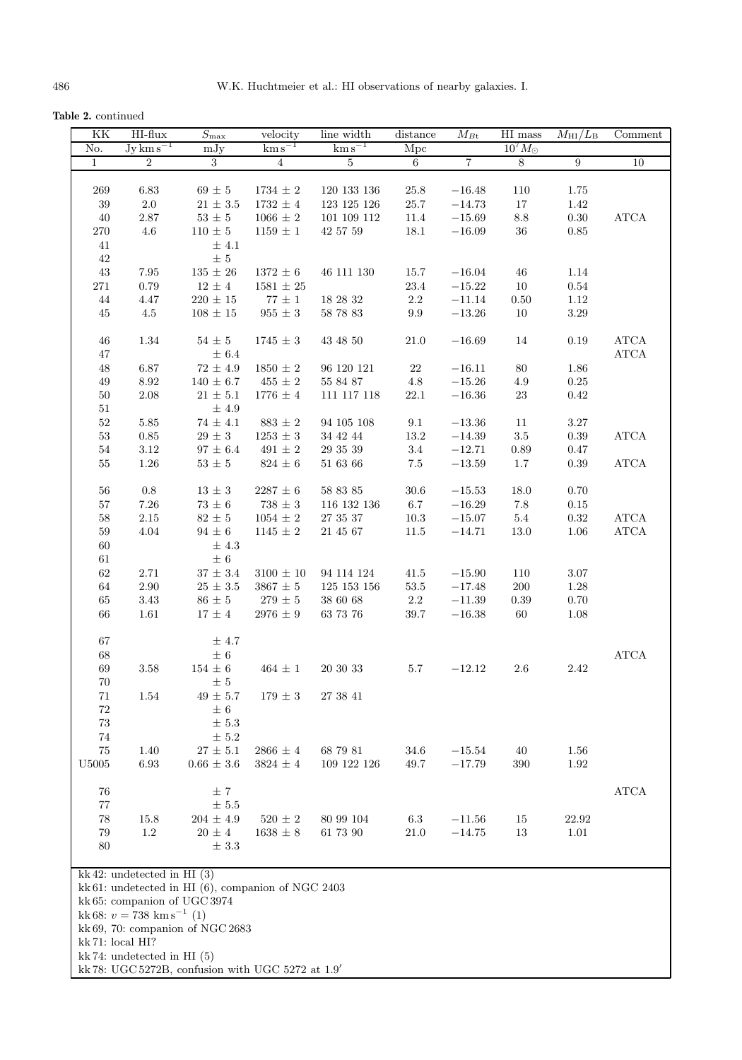**Table 2.** continued

| KK | HI-flux | $S_{\rm max}$ | velocity | line width | distance | $M_{\rm Bt}$ | HI mass | $M_{\rm HI}/L_{\rm B}$ | Comment |
|---|---|---|---|---|---|---|---|---|---|
| No. | $\rm Jy\,km\,s^{-1}$ | mJy | $\rm km\,s^{-1}$ | $\rm km\,s^{-1}$ | Mpc | | $10^7 M_\odot$ | | |
| 1 | 2 | 3 | 4 | 5 | 6 | 7 | 8 | 9 | 10 |
| 269 | 6.83 | $69 \pm 5$ | $1734 \pm 2$ | 120 133 136 | 25.8 | $-16.48$ | 110 | 1.75 | |
| 39 | 2.0 | $21 \pm 3.5$ | $1732 \pm 4$ | 123 125 126 | 25.7 | $-14.73$ | 17 | 1.42 | |
| 40 | 2.87 | $53 \pm 5$ | $1066 \pm 2$ | 101 109 112 | 11.4 | $-15.69$ | 8.8 | 0.30 | ATCA |
| 270 | 4.6 | $110 \pm 5$ | $1159 \pm 1$ | 42 57 59 | 18.1 | $-16.09$ | 36 | 0.85 | |
| 41 | | $\pm\ 4.1$ | | | | | | | |
| 42 | | $\pm\ 5$ | | | | | | | |
| 43 | 7.95 | $135 \pm 26$ | $1372 \pm 6$ | 46 111 130 | 15.7 | $-16.04$ | 46 | 1.14 | |
| 271 | 0.79 | $12 \pm 4$ | $1581 \pm 25$ | | 23.4 | $-15.22$ | 10 | 0.54 | |
| 44 | 4.47 | $220 \pm 15$ | $77 \pm 1$ | 18 28 32 | 2.2 | $-11.14$ | 0.50 | 1.12 | |
| 45 | 4.5 | $108 \pm 15$ | $955 \pm 3$ | 58 78 83 | 9.9 | $-13.26$ | 10 | 3.29 | |
| 46 | 1.34 | $54 \pm 5$ | $1745 \pm 3$ | 43 48 50 | 21.0 | $-16.69$ | 14 | 0.19 | ATCA |
| 47 | | $\pm\ 6.4$ | | | | | | | ATCA |
| 48 | 6.87 | $72 \pm 4.9$ | $1850 \pm 2$ | 96 120 121 | 22 | $-16.11$ | 80 | 1.86 | |
| 49 | 8.92 | $140 \pm 6.7$ | $455 \pm 2$ | 55 84 87 | 4.8 | $-15.26$ | 4.9 | 0.25 | |
| 50 | 2.08 | $21 \pm 5.1$ | $1776 \pm 4$ | 111 117 118 | 22.1 | $-16.36$ | 23 | 0.42 | |
| 51 | | $\pm\ 4.9$ | | | | | | | |
| 52 | 5.85 | $74 \pm 4.1$ | $883 \pm 2$ | 94 105 108 | 9.1 | $-13.36$ | 11 | 3.27 | |
| 53 | 0.85 | $29 \pm 3$ | $1253 \pm 3$ | 34 42 44 | 13.2 | $-14.39$ | 3.5 | 0.39 | ATCA |
| 54 | 3.12 | $97 \pm 6.4$ | $491 \pm 2$ | 29 35 39 | 3.4 | $-12.71$ | 0.89 | 0.47 | |
| 55 | 1.26 | $53 \pm 5$ | $824 \pm 6$ | 51 63 66 | 7.5 | $-13.59$ | 1.7 | 0.39 | ATCA |
| 56 | 0.8 | $13 \pm 3$ | $2287 \pm 6$ | 58 83 85 | 30.6 | $-15.53$ | 18.0 | 0.70 | |
| 57 | 7.26 | $73 \pm 6$ | $738 \pm 3$ | 116 132 136 | 6.7 | $-16.29$ | 7.8 | 0.15 | |
| 58 | 2.15 | $82 \pm 5$ | $1054 \pm 2$ | 27 35 37 | 10.3 | $-15.07$ | 5.4 | 0.32 | ATCA |
| 59 | 4.04 | $94 \pm 6$ | $1145 \pm 2$ | 21 45 67 | 11.5 | $-14.71$ | 13.0 | 1.06 | ATCA |
| 60 | | $\pm\ 4.3$ | | | | | | | |
| 61 | | $\pm\ 6$ | | | | | | | |
| 62 | 2.71 | $37 \pm 3.4$ | $3100 \pm 10$ | 94 114 124 | 41.5 | $-15.90$ | 110 | 3.07 | |
| 64 | 2.90 | $25 \pm 3.5$ | $3867 \pm 5$ | 125 153 156 | 53.5 | $-17.48$ | 200 | 1.28 | |
| 65 | 3.43 | $86 \pm 5$ | $279 \pm 5$ | 38 60 68 | 2.2 | $-11.39$ | 0.39 | 0.70 | |
| 66 | 1.61 | $17 \pm 4$ | $2976 \pm 9$ | 63 73 76 | 39.7 | $-16.38$ | 60 | 1.08 | |
| 67 | | $\pm\ 4.7$ | | | | | | | |
| 68 | | $\pm\ 6$ | | | | | | | ATCA |
| 69 | 3.58 | $154 \pm 6$ | $464 \pm 1$ | 20 30 33 | 5.7 | $-12.12$ | 2.6 | 2.42 | |
| 70 | | $\pm\ 5$ | | | | | | | |
| 71 | 1.54 | $49 \pm 5.7$ | $179 \pm 3$ | 27 38 41 | | | | | |
| 72 | | $\pm\ 6$ | | | | | | | |
| 73 | | $\pm\ 5.3$ | | | | | | | |
| 74 | | $\pm\ 5.2$ | | | | | | | |
| 75 | 1.40 | $27 \pm 5.1$ | $2866 \pm 4$ | 68 79 81 | 34.6 | $-15.54$ | 40 | 1.56 | |
| U5005 | 6.93 | $0.66 \pm 3.6$ | $3824 \pm 4$ | 109 122 126 | 49.7 | $-17.79$ | 390 | 1.92 | |
| 76 | | $\pm\ 7$ | | | | | | | ATCA |
| 77 | | $\pm\ 5.5$ | | | | | | | |
| 78 | 15.8 | $204 \pm 4.9$ | $520 \pm 2$ | 80 99 104 | 6.3 | $-11.56$ | 15 | 22.92 | |
| 79 | 1.2 | $20 \pm 4$ | $1638 \pm 8$ | 61 73 90 | 21.0 | $-14.75$ | 13 | 1.01 | |
| 80 | | $\pm\ 3.3$ | | | | | | | |

kk 42: undetected in HI (3)
kk 61: undetected in HI (6), companion of NGC 2403
kk 65: companion of UGC 3974
kk 68: $v = 738\ \rm km\,s^{-1}$ (1)
kk 69, 70: companion of NGC 2683
kk 71: local HI?
kk 74: undetected in HI (5)
kk 78: UGC 5272B, confusion with UGC 5272 at $1.9'$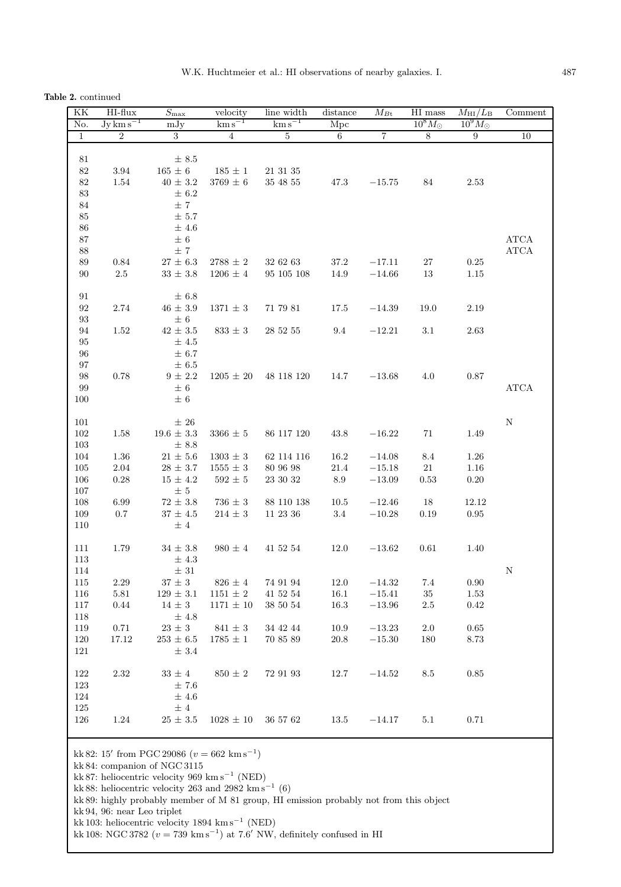**Table 2.** continued

| KK | HI-flux | $S_{\max}$ | velocity | line width | distance | $M_{Bt}$ | HI mass | $M_{HI}/L_B$ | Comment |
|---|---|---|---|---|---|---|---|---|---|
| No. | Jy km s$^{-1}$ | mJy | km s$^{-1}$ | km s$^{-1}$ | Mpc | | $10^8 M_\odot$ | $10^9 M_\odot$ | |
| 1 | 2 | 3 | 4 | 5 | 6 | 7 | 8 | 9 | 10 |
| 81 | | ± 8.5 | | | | | | | |
| 82 | 3.94 | 165 ± 6 | 185 ± 1 | 21 31 35 | | | | | |
| 82 | 1.54 | 40 ± 3.2 | 3769 ± 6 | 35 48 55 | 47.3 | −15.75 | 84 | 2.53 | |
| 83 | | ± 6.2 | | | | | | | |
| 84 | | ± 7 | | | | | | | |
| 85 | | ± 5.7 | | | | | | | |
| 86 | | ± 4.6 | | | | | | | |
| 87 | | ± 6 | | | | | | | ATCA |
| 88 | | ± 7 | | | | | | | ATCA |
| 89 | 0.84 | 27 ± 6.3 | 2788 ± 2 | 32 62 63 | 37.2 | −17.11 | 27 | 0.25 | |
| 90 | 2.5 | 33 ± 3.8 | 1206 ± 4 | 95 105 108 | 14.9 | −14.66 | 13 | 1.15 | |
| 91 | | ± 6.8 | | | | | | | |
| 92 | 2.74 | 46 ± 3.9 | 1371 ± 3 | 71 79 81 | 17.5 | −14.39 | 19.0 | 2.19 | |
| 93 | | ± 6 | | | | | | | |
| 94 | 1.52 | 42 ± 3.5 | 833 ± 3 | 28 52 55 | 9.4 | −12.21 | 3.1 | 2.63 | |
| 95 | | ± 4.5 | | | | | | | |
| 96 | | ± 6.7 | | | | | | | |
| 97 | | ± 6.5 | | | | | | | |
| 98 | 0.78 | 9 ± 2.2 | 1205 ± 20 | 48 118 120 | 14.7 | −13.68 | 4.0 | 0.87 | |
| 99 | | ± 6 | | | | | | | ATCA |
| 100 | | ± 6 | | | | | | | |
| 101 | | ± 26 | | | | | | | N |
| 102 | 1.58 | 19.6 ± 3.3 | 3366 ± 5 | 86 117 120 | 43.8 | −16.22 | 71 | 1.49 | |
| 103 | | ± 8.8 | | | | | | | |
| 104 | 1.36 | 21 ± 5.6 | 1303 ± 3 | 62 114 116 | 16.2 | −14.08 | 8.4 | 1.26 | |
| 105 | 2.04 | 28 ± 3.7 | 1555 ± 3 | 80 96 98 | 21.4 | −15.18 | 21 | 1.16 | |
| 106 | 0.28 | 15 ± 4.2 | 592 ± 5 | 23 30 32 | 8.9 | −13.09 | 0.53 | 0.20 | |
| 107 | | ± 5 | | | | | | | |
| 108 | 6.99 | 72 ± 3.8 | 736 ± 3 | 88 110 138 | 10.5 | −12.46 | 18 | 12.12 | |
| 109 | 0.7 | 37 ± 4.5 | 214 ± 3 | 11 23 36 | 3.4 | −10.28 | 0.19 | 0.95 | |
| 110 | | ± 4 | | | | | | | |
| 111 | 1.79 | 34 ± 3.8 | 980 ± 4 | 41 52 54 | 12.0 | −13.62 | 0.61 | 1.40 | |
| 113 | | ± 4.3 | | | | | | | |
| 114 | | ± 31 | | | | | | | N |
| 115 | 2.29 | 37 ± 3 | 826 ± 4 | 74 91 94 | 12.0 | −14.32 | 7.4 | 0.90 | |
| 116 | 5.81 | 129 ± 3.1 | 1151 ± 2 | 41 52 54 | 16.1 | −15.41 | 35 | 1.53 | |
| 117 | 0.44 | 14 ± 3 | 1171 ± 10 | 38 50 54 | 16.3 | −13.96 | 2.5 | 0.42 | |
| 118 | | ± 4.8 | | | | | | | |
| 119 | 0.71 | 23 ± 3 | 841 ± 3 | 34 42 44 | 10.9 | −13.23 | 2.0 | 0.65 | |
| 120 | 17.12 | 253 ± 6.5 | 1785 ± 1 | 70 85 89 | 20.8 | −15.30 | 180 | 8.73 | |
| 121 | | ± 3.4 | | | | | | | |
| 122 | 2.32 | 33 ± 4 | 850 ± 2 | 72 91 93 | 12.7 | −14.52 | 8.5 | 0.85 | |
| 123 | | ± 7.6 | | | | | | | |
| 124 | | ± 4.6 | | | | | | | |
| 125 | | ± 4 | | | | | | | |
| 126 | 1.24 | 25 ± 3.5 | 1028 ± 10 | 36 57 62 | 13.5 | −14.17 | 5.1 | 0.71 | |

kk 82: 15′ from PGC 29086 ($v = 662$ km s$^{-1}$)
kk 84: companion of NGC 3115
kk 87: heliocentric velocity 969 km s$^{-1}$ (NED)
kk 88: heliocentric velocity 263 and 2982 km s$^{-1}$ (6)
kk 89: highly probably member of M 81 group, HI emission probably not from this object
kk 94, 96: near Leo triplet
kk 103: heliocentric velocity 1894 km s$^{-1}$ (NED)
kk 108: NGC 3782 ($v = 739$ km s$^{-1}$) at 7.6′ NW, definitely confused in HI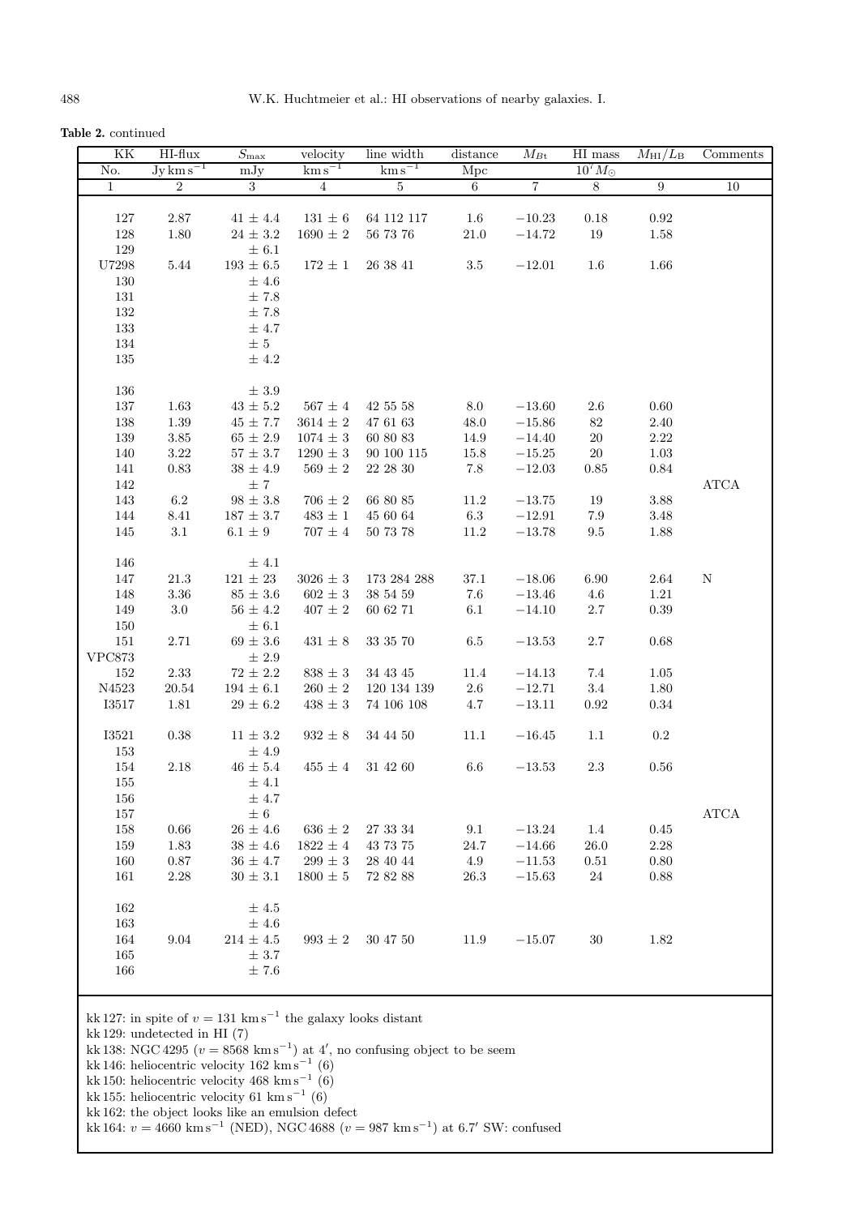**Table 2.** continued

| KK | HI-flux | $S_{\max}$ | velocity | line width | distance | $M_{B\mathrm{t}}$ | HI mass | $M_{\mathrm{HI}}/L_{\mathrm{B}}$ | Comments |
|---|---|---|---|---|---|---|---|---|---|
| No. | $\mathrm{Jy\,km\,s^{-1}}$ | mJy | $\mathrm{km\,s^{-1}}$ | $\mathrm{km\,s^{-1}}$ | Mpc | | $10^7 M_{\odot}$ | | |
| 1 | 2 | 3 | 4 | 5 | 6 | 7 | 8 | 9 | 10 |
| 127 | 2.87 | $41 \pm 4.4$ | $131 \pm 6$ | 64 112 117 | 1.6 | $-10.23$ | 0.18 | 0.92 | |
| 128 | 1.80 | $24 \pm 3.2$ | $1690 \pm 2$ | 56 73 76 | 21.0 | $-14.72$ | 19 | 1.58 | |
| 129 | | $\pm$ 6.1 | | | | | | | |
| U7298 | 5.44 | $193 \pm 6.5$ | $172 \pm 1$ | 26 38 41 | 3.5 | $-12.01$ | 1.6 | 1.66 | |
| 130 | | $\pm$ 4.6 | | | | | | | |
| 131 | | $\pm$ 7.8 | | | | | | | |
| 132 | | $\pm$ 7.8 | | | | | | | |
| 133 | | $\pm$ 4.7 | | | | | | | |
| 134 | | $\pm$ 5 | | | | | | | |
| 135 | | $\pm$ 4.2 | | | | | | | |
| 136 | | $\pm$ 3.9 | | | | | | | |
| 137 | 1.63 | $43 \pm 5.2$ | $567 \pm 4$ | 42 55 58 | 8.0 | $-13.60$ | 2.6 | 0.60 | |
| 138 | 1.39 | $45 \pm 7.7$ | $3614 \pm 2$ | 47 61 63 | 48.0 | $-15.86$ | 82 | 2.40 | |
| 139 | 3.85 | $65 \pm 2.9$ | $1074 \pm 3$ | 60 80 83 | 14.9 | $-14.40$ | 20 | 2.22 | |
| 140 | 3.22 | $57 \pm 3.7$ | $1290 \pm 3$ | 90 100 115 | 15.8 | $-15.25$ | 20 | 1.03 | |
| 141 | 0.83 | $38 \pm 4.9$ | $569 \pm 2$ | 22 28 30 | 7.8 | $-12.03$ | 0.85 | 0.84 | |
| 142 | | $\pm$ 7 | | | | | | | ATCA |
| 143 | 6.2 | $98 \pm 3.8$ | $706 \pm 2$ | 66 80 85 | 11.2 | $-13.75$ | 19 | 3.88 | |
| 144 | 8.41 | $187 \pm 3.7$ | $483 \pm 1$ | 45 60 64 | 6.3 | $-12.91$ | 7.9 | 3.48 | |
| 145 | 3.1 | $6.1 \pm 9$ | $707 \pm 4$ | 50 73 78 | 11.2 | $-13.78$ | 9.5 | 1.88 | |
| 146 | | $\pm$ 4.1 | | | | | | | |
| 147 | 21.3 | $121 \pm 23$ | $3026 \pm 3$ | 173 284 288 | 37.1 | $-18.06$ | 6.90 | 2.64 | N |
| 148 | 3.36 | $85 \pm 3.6$ | $602 \pm 3$ | 38 54 59 | 7.6 | $-13.46$ | 4.6 | 1.21 | |
| 149 | 3.0 | $56 \pm 4.2$ | $407 \pm 2$ | 60 62 71 | 6.1 | $-14.10$ | 2.7 | 0.39 | |
| 150 | | $\pm$ 6.1 | | | | | | | |
| 151 | 2.71 | $69 \pm 3.6$ | $431 \pm 8$ | 33 35 70 | 6.5 | $-13.53$ | 2.7 | 0.68 | |
| VPC873 | | $\pm$ 2.9 | | | | | | | |
| 152 | 2.33 | $72 \pm 2.2$ | $838 \pm 3$ | 34 43 45 | 11.4 | $-14.13$ | 7.4 | 1.05 | |
| N4523 | 20.54 | $194 \pm 6.1$ | $260 \pm 2$ | 120 134 139 | 2.6 | $-12.71$ | 3.4 | 1.80 | |
| I3517 | 1.81 | $29 \pm 6.2$ | $438 \pm 3$ | 74 106 108 | 4.7 | $-13.11$ | 0.92 | 0.34 | |
| I3521 | 0.38 | $11 \pm 3.2$ | $932 \pm 8$ | 34 44 50 | 11.1 | $-16.45$ | 1.1 | 0.2 | |
| 153 | | $\pm$ 4.9 | | | | | | | |
| 154 | 2.18 | $46 \pm 5.4$ | $455 \pm 4$ | 31 42 60 | 6.6 | $-13.53$ | 2.3 | 0.56 | |
| 155 | | $\pm$ 4.1 | | | | | | | |
| 156 | | $\pm$ 4.7 | | | | | | | |
| 157 | | $\pm$ 6 | | | | | | | ATCA |
| 158 | 0.66 | $26 \pm 4.6$ | $636 \pm 2$ | 27 33 34 | 9.1 | $-13.24$ | 1.4 | 0.45 | |
| 159 | 1.83 | $38 \pm 4.6$ | $1822 \pm 4$ | 43 73 75 | 24.7 | $-14.66$ | 26.0 | 2.28 | |
| 160 | 0.87 | $36 \pm 4.7$ | $299 \pm 3$ | 28 40 44 | 4.9 | $-11.53$ | 0.51 | 0.80 | |
| 161 | 2.28 | $30 \pm 3.1$ | $1800 \pm 5$ | 72 82 88 | 26.3 | $-15.63$ | 24 | 0.88 | |
| 162 | | $\pm$ 4.5 | | | | | | | |
| 163 | | $\pm$ 4.6 | | | | | | | |
| 164 | 9.04 | $214 \pm 4.5$ | $993 \pm 2$ | 30 47 50 | 11.9 | $-15.07$ | 30 | 1.82 | |
| 165 | | $\pm$ 3.7 | | | | | | | |
| 166 | | $\pm$ 7.6 | | | | | | | |

kk 127: in spite of $v = 131\ \mathrm{km\,s^{-1}}$ the galaxy looks distant
kk 129: undetected in HI (7)
kk 138: NGC 4295 ($v = 8568\ \mathrm{km\,s^{-1}}$) at $4'$, no confusing object to be seem
kk 146: heliocentric velocity 162 $\mathrm{km\,s^{-1}}$ (6)
kk 150: heliocentric velocity 468 $\mathrm{km\,s^{-1}}$ (6)
kk 155: heliocentric velocity 61 $\mathrm{km\,s^{-1}}$ (6)
kk 162: the object looks like an emulsion defect
kk 164: $v = 4660\ \mathrm{km\,s^{-1}}$ (NED), NGC 4688 ($v = 987\ \mathrm{km\,s^{-1}}$) at $6.7'$ SW: confused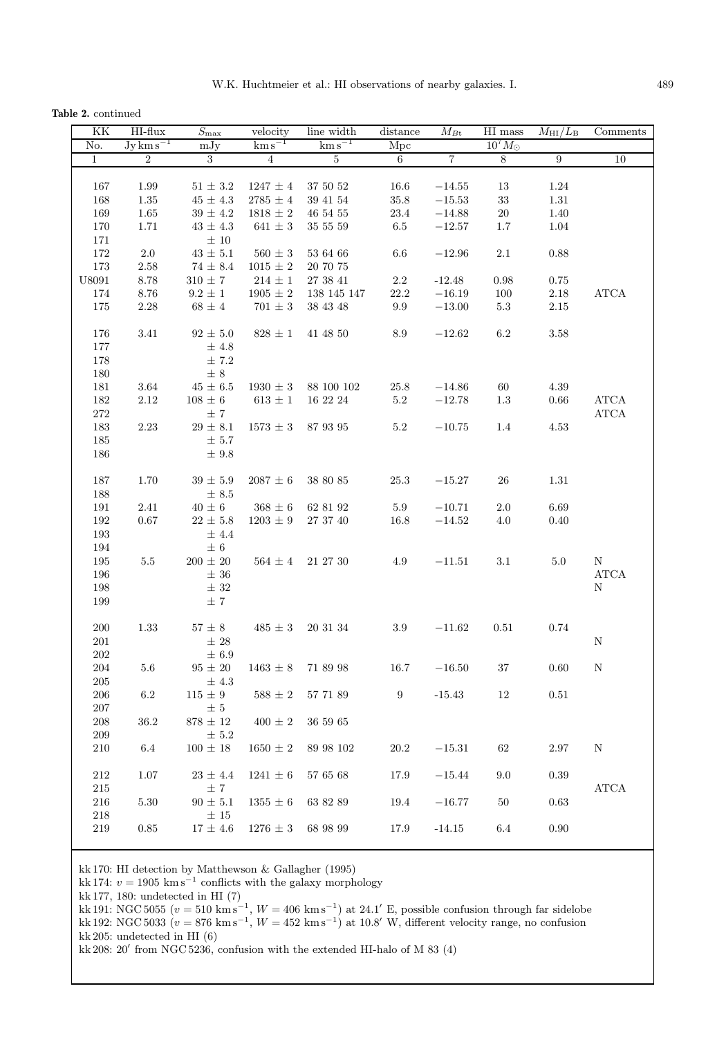**Table 2.** continued

| KK | HI-flux | $S_{\max}$ | velocity | line width | distance | $M_{Bt}$ | HI mass | $M_{HI}/L_B$ | Comments |
|---|---|---|---|---|---|---|---|---|---|
| No. | Jy km s$^{-1}$ | mJy | km s$^{-1}$ | km s$^{-1}$ | Mpc | | $10^7 M_\odot$ | | |
| 1 | 2 | 3 | 4 | 5 | 6 | 7 | 8 | 9 | 10 |
| 167 | 1.99 | 51 ± 3.2 | 1247 ± 4 | 37 50 52 | 16.6 | −14.55 | 13 | 1.24 | |
| 168 | 1.35 | 45 ± 4.3 | 2785 ± 4 | 39 41 54 | 35.8 | −15.53 | 33 | 1.31 | |
| 169 | 1.65 | 39 ± 4.2 | 1818 ± 2 | 46 54 55 | 23.4 | −14.88 | 20 | 1.40 | |
| 170 | 1.71 | 43 ± 4.3 | 641 ± 3 | 35 55 59 | 6.5 | −12.57 | 1.7 | 1.04 | |
| 171 | | ± 10 | | | | | | | |
| 172 | 2.0 | 43 ± 5.1 | 560 ± 3 | 53 64 66 | 6.6 | −12.96 | 2.1 | 0.88 | |
| 173 | 2.58 | 74 ± 8.4 | 1015 ± 2 | 20 70 75 | | | | | |
| U8091 | 8.78 | 310 ± 7 | 214 ± 1 | 27 38 41 | 2.2 | -12.48 | 0.98 | 0.75 | |
| 174 | 8.76 | 9.2 ± 1 | 1905 ± 2 | 138 145 147 | 22.2 | −16.19 | 100 | 2.18 | ATCA |
| 175 | 2.28 | 68 ± 4 | 701 ± 3 | 38 43 48 | 9.9 | −13.00 | 5.3 | 2.15 | |
| 176 | 3.41 | 92 ± 5.0 | 828 ± 1 | 41 48 50 | 8.9 | −12.62 | 6.2 | 3.58 | |
| 177 | | ± 4.8 | | | | | | | |
| 178 | | ± 7.2 | | | | | | | |
| 180 | | ± 8 | | | | | | | |
| 181 | 3.64 | 45 ± 6.5 | 1930 ± 3 | 88 100 102 | 25.8 | −14.86 | 60 | 4.39 | |
| 182 | 2.12 | 108 ± 6 | 613 ± 1 | 16 22 24 | 5.2 | −12.78 | 1.3 | 0.66 | ATCA |
| 272 | | ± 7 | | | | | | | ATCA |
| 183 | 2.23 | 29 ± 8.1 | 1573 ± 3 | 87 93 95 | 5.2 | −10.75 | 1.4 | 4.53 | |
| 185 | | ± 5.7 | | | | | | | |
| 186 | | ± 9.8 | | | | | | | |
| 187 | 1.70 | 39 ± 5.9 | 2087 ± 6 | 38 80 85 | 25.3 | −15.27 | 26 | 1.31 | |
| 188 | | ± 8.5 | | | | | | | |
| 191 | 2.41 | 40 ± 6 | 368 ± 6 | 62 81 92 | 5.9 | −10.71 | 2.0 | 6.69 | |
| 192 | 0.67 | 22 ± 5.8 | 1203 ± 9 | 27 37 40 | 16.8 | −14.52 | 4.0 | 0.40 | |
| 193 | | ± 4.4 | | | | | | | |
| 194 | | ± 6 | | | | | | | |
| 195 | 5.5 | 200 ± 20 | 564 ± 4 | 21 27 30 | 4.9 | −11.51 | 3.1 | 5.0 | N |
| 196 | | ± 36 | | | | | | | ATCA |
| 198 | | ± 32 | | | | | | | N |
| 199 | | ± 7 | | | | | | | |
| 200 | 1.33 | 57 ± 8 | 485 ± 3 | 20 31 34 | 3.9 | −11.62 | 0.51 | 0.74 | |
| 201 | | ± 28 | | | | | | | N |
| 202 | | ± 6.9 | | | | | | | |
| 204 | 5.6 | 95 ± 20 | 1463 ± 8 | 71 89 98 | 16.7 | −16.50 | 37 | 0.60 | N |
| 205 | | ± 4.3 | | | | | | | |
| 206 | 6.2 | 115 ± 9 | 588 ± 2 | 57 71 89 | 9 | -15.43 | 12 | 0.51 | |
| 207 | | ± 5 | | | | | | | |
| 208 | 36.2 | 878 ± 12 | 400 ± 2 | 36 59 65 | | | | | |
| 209 | | ± 5.2 | | | | | | | |
| 210 | 6.4 | 100 ± 18 | 1650 ± 2 | 89 98 102 | 20.2 | −15.31 | 62 | 2.97 | N |
| 212 | 1.07 | 23 ± 4.4 | 1241 ± 6 | 57 65 68 | 17.9 | −15.44 | 9.0 | 0.39 | |
| 215 | | ± 7 | | | | | | | ATCA |
| 216 | 5.30 | 90 ± 5.1 | 1355 ± 6 | 63 82 89 | 19.4 | −16.77 | 50 | 0.63 | |
| 218 | | ± 15 | | | | | | | |
| 219 | 0.85 | 17 ± 4.6 | 1276 ± 3 | 68 98 99 | 17.9 | -14.15 | 6.4 | 0.90 | |

kk 170: HI detection by Matthewson & Gallagher (1995)
kk 174: $v = 1905$ km s$^{-1}$ conflicts with the galaxy morphology
kk 177, 180: undetected in HI (7)
kk 191: NGC 5055 ($v = 510$ km s$^{-1}$, $W = 406$ km s$^{-1}$) at 24.1′ E, possible confusion through far sidelobe
kk 192: NGC 5033 ($v = 876$ km s$^{-1}$, $W = 452$ km s$^{-1}$) at 10.8′ W, different velocity range, no confusion
kk 205: undetected in HI (6)
kk 208: 20′ from NGC 5236, confusion with the extended HI-halo of M 83 (4)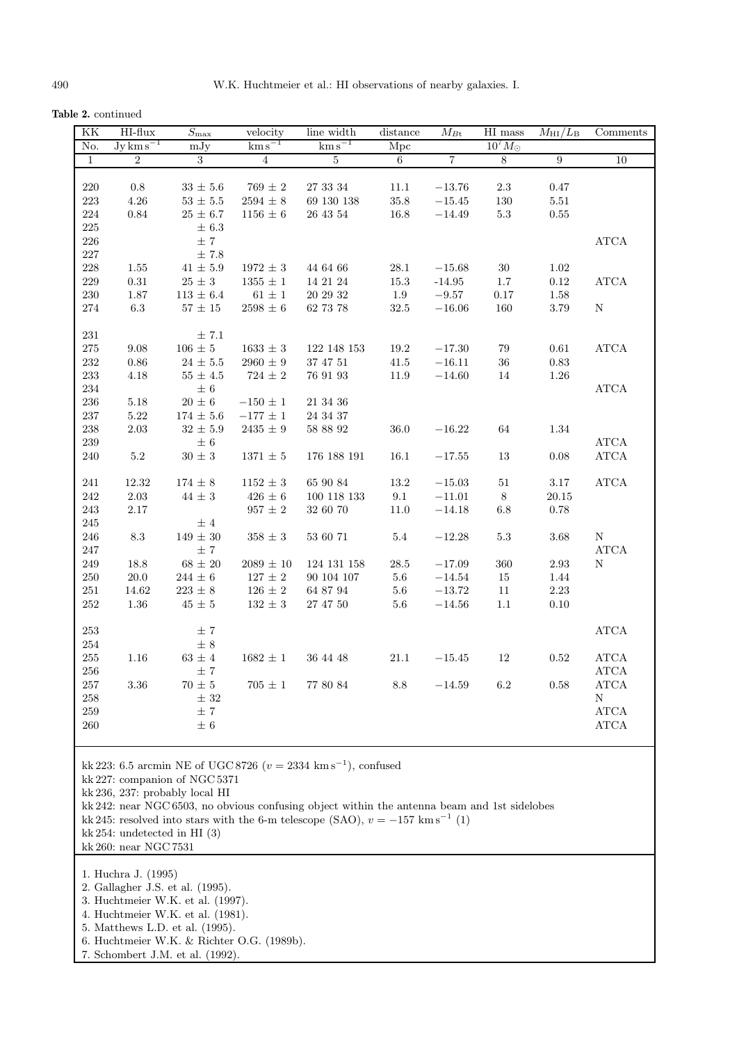**Table 2.** continued

| KK | HI-flux | $S_{\max}$ | velocity | line width | distance | $M_{B\mathrm{t}}$ | HI mass | $M_{\mathrm{HI}}/L_{\mathrm{B}}$ | Comments |
|---|---|---|---|---|---|---|---|---|---|
| No. | $\mathrm{Jy\,km\,s^{-1}}$ | mJy | $\mathrm{km\,s^{-1}}$ | $\mathrm{km\,s^{-1}}$ | Mpc | | $10^7 M_\odot$ | | |
| 1 | 2 | 3 | 4 | 5 | 6 | 7 | 8 | 9 | 10 |
| 220 | 0.8 | $33 \pm 5.6$ | $769 \pm 2$ | 27 33 34 | 11.1 | $-13.76$ | 2.3 | 0.47 | |
| 223 | 4.26 | $53 \pm 5.5$ | $2594 \pm 8$ | 69 130 138 | 35.8 | $-15.45$ | 130 | 5.51 | |
| 224 | 0.84 | $25 \pm 6.7$ | $1156 \pm 6$ | 26 43 54 | 16.8 | $-14.49$ | 5.3 | 0.55 | |
| 225 | | $\pm 6.3$ | | | | | | | |
| 226 | | $\pm 7$ | | | | | | | ATCA |
| 227 | | $\pm 7.8$ | | | | | | | |
| 228 | 1.55 | $41 \pm 5.9$ | $1972 \pm 3$ | 44 64 66 | 28.1 | $-15.68$ | 30 | 1.02 | |
| 229 | 0.31 | $25 \pm 3$ | $1355 \pm 1$ | 14 21 24 | 15.3 | -14.95 | 1.7 | 0.12 | ATCA |
| 230 | 1.87 | $113 \pm 6.4$ | $61 \pm 1$ | 20 29 32 | 1.9 | $-9.57$ | 0.17 | 1.58 | |
| 274 | 6.3 | $57 \pm 15$ | $2598 \pm 6$ | 62 73 78 | 32.5 | $-16.06$ | 160 | 3.79 | N |
| 231 | | $\pm 7.1$ | | | | | | | |
| 275 | 9.08 | $106 \pm 5$ | $1633 \pm 3$ | 122 148 153 | 19.2 | $-17.30$ | 79 | 0.61 | ATCA |
| 232 | 0.86 | $24 \pm 5.5$ | $2960 \pm 9$ | 37 47 51 | 41.5 | $-16.11$ | 36 | 0.83 | |
| 233 | 4.18 | $55 \pm 4.5$ | $724 \pm 2$ | 76 91 93 | 11.9 | $-14.60$ | 14 | 1.26 | |
| 234 | | $\pm 6$ | | | | | | | ATCA |
| 236 | 5.18 | $20 \pm 6$ | $-150 \pm 1$ | 21 34 36 | | | | | |
| 237 | 5.22 | $174 \pm 5.6$ | $-177 \pm 1$ | 24 34 37 | | | | | |
| 238 | 2.03 | $32 \pm 5.9$ | $2435 \pm 9$ | 58 88 92 | 36.0 | $-16.22$ | 64 | 1.34 | |
| 239 | | $\pm 6$ | | | | | | | ATCA |
| 240 | 5.2 | $30 \pm 3$ | $1371 \pm 5$ | 176 188 191 | 16.1 | $-17.55$ | 13 | 0.08 | ATCA |
| 241 | 12.32 | $174 \pm 8$ | $1152 \pm 3$ | 65 90 84 | 13.2 | $-15.03$ | 51 | 3.17 | ATCA |
| 242 | 2.03 | $44 \pm 3$ | $426 \pm 6$ | 100 118 133 | 9.1 | $-11.01$ | 8 | 20.15 | |
| 243 | 2.17 | | $957 \pm 2$ | 32 60 70 | 11.0 | $-14.18$ | 6.8 | 0.78 | |
| 245 | | $\pm 4$ | | | | | | | |
| 246 | 8.3 | $149 \pm 30$ | $358 \pm 3$ | 53 60 71 | 5.4 | $-12.28$ | 5.3 | 3.68 | N |
| 247 | | $\pm 7$ | | | | | | | ATCA |
| 249 | 18.8 | $68 \pm 20$ | $2089 \pm 10$ | 124 131 158 | 28.5 | $-17.09$ | 360 | 2.93 | N |
| 250 | 20.0 | $244 \pm 6$ | $127 \pm 2$ | 90 104 107 | 5.6 | $-14.54$ | 15 | 1.44 | |
| 251 | 14.62 | $223 \pm 8$ | $126 \pm 2$ | 64 87 94 | 5.6 | $-13.72$ | 11 | 2.23 | |
| 252 | 1.36 | $45 \pm 5$ | $132 \pm 3$ | 27 47 50 | 5.6 | $-14.56$ | 1.1 | 0.10 | |
| 253 | | $\pm 7$ | | | | | | | ATCA |
| 254 | | $\pm 8$ | | | | | | | |
| 255 | 1.16 | $63 \pm 4$ | $1682 \pm 1$ | 36 44 48 | 21.1 | $-15.45$ | 12 | 0.52 | ATCA |
| 256 | | $\pm 7$ | | | | | | | ATCA |
| 257 | 3.36 | $70 \pm 5$ | $705 \pm 1$ | 77 80 84 | 8.8 | $-14.59$ | 6.2 | 0.58 | ATCA |
| 258 | | $\pm 32$ | | | | | | | N |
| 259 | | $\pm 7$ | | | | | | | ATCA |
| 260 | | $\pm 6$ | | | | | | | ATCA |

kk 223: 6.5 arcmin NE of UGC 8726 ($v = 2334$ km s$^{-1}$), confused
kk 227: companion of NGC 5371
kk 236, 237: probably local HI
kk 242: near NGC 6503, no obvious confusing object within the antenna beam and 1st sidelobes
kk 245: resolved into stars with the 6-m telescope (SAO), $v = -157$ km s$^{-1}$ (1)
kk 254: undetected in HI (3)
kk 260: near NGC 7531

1. Huchra J. (1995)
2. Gallagher J.S. et al. (1995).
3. Huchtmeier W.K. et al. (1997).
4. Huchtmeier W.K. et al. (1981).
5. Matthews L.D. et al. (1995).
6. Huchtmeier W.K. & Richter O.G. (1989b).
7. Schombert J.M. et al. (1992).